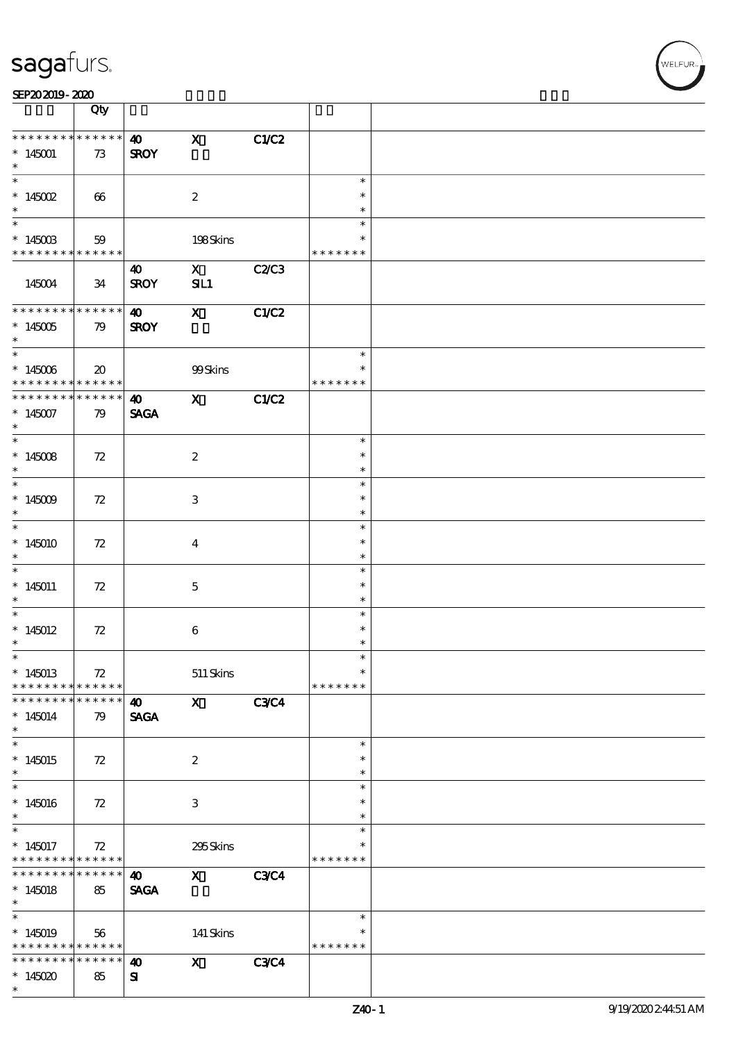SEP20 2019 - 2020

| | Qty | | | | | |
|---|---|---|---|---|---|---|
| * * * * * * * * * * * * * * | | 40 | X | C1/C2 | | |
| * 145001 | 73 | SROY | | | | |
| * | | | | | | |
| * 145002 | 66 | | 2 | | * | |
| * | | | | | * | |
| * 145003 | 59 | | 198 Skins | | * | |
| * * * * * * * * * * * * * * | | | | | * * * * * * * | |
| 145004 | 34 | 40 SROY | X SIL1 | C2/C3 | | |
| * * * * * * * * * * * * * * | | 40 | X | C1/C2 | | |
| * 145005 | 79 | SROY | | | | |
| * | | | | | * | |
| * 145006 | 20 | | 99 Skins | | * | |
| * * * * * * * * * * * * * * | | | | | * * * * * * * | |
| * * * * * * * * * * * * * * | | 40 | X | C1/C2 | | |
| * 145007 | 79 | SAGA | | | | |
| * | | | | | * | |
| * 145008 | 72 | | 2 | | * | |
| * | | | | | * | |
| * 145009 | 72 | | 3 | | * | |
| * | | | | | * | |
| * 145010 | 72 | | 4 | | * | |
| * | | | | | * | |
| * 145011 | 72 | | 5 | | * | |
| * | | | | | * | |
| * 145012 | 72 | | 6 | | * | |
| * | | | | | * | |
| * 145013 | 72 | | 511 Skins | | * | |
| * * * * * * * * * * * * * * | | | | | * * * * * * * | |
| * * * * * * * * * * * * * * | | 40 | X | C3/C4 | | |
| * 145014 | 79 | SAGA | | | | |
| * | | | | | * | |
| * 145015 | 72 | | 2 | | * | |
| * | | | | | * | |
| * 145016 | 72 | | 3 | | * | |
| * | | | | | * | |
| * 145017 | 72 | | 295 Skins | | * | |
| * * * * * * * * * * * * * * | | | | | * * * * * * * | |
| * * * * * * * * * * * * * * | | 40 | X | C3/C4 | | |
| * 145018 | 85 | SAGA | | | | |
| * | | | | | * | |
| * 145019 | 56 | | 141 Skins | | * | |
| * * * * * * * * * * * * * * | | | | | * * * * * * * | |
| * * * * * * * * * * * * * * | | 40 | X | C3/C4 | | |
| * 145020 | 85 | SI | | | | |
| * | | | | | | |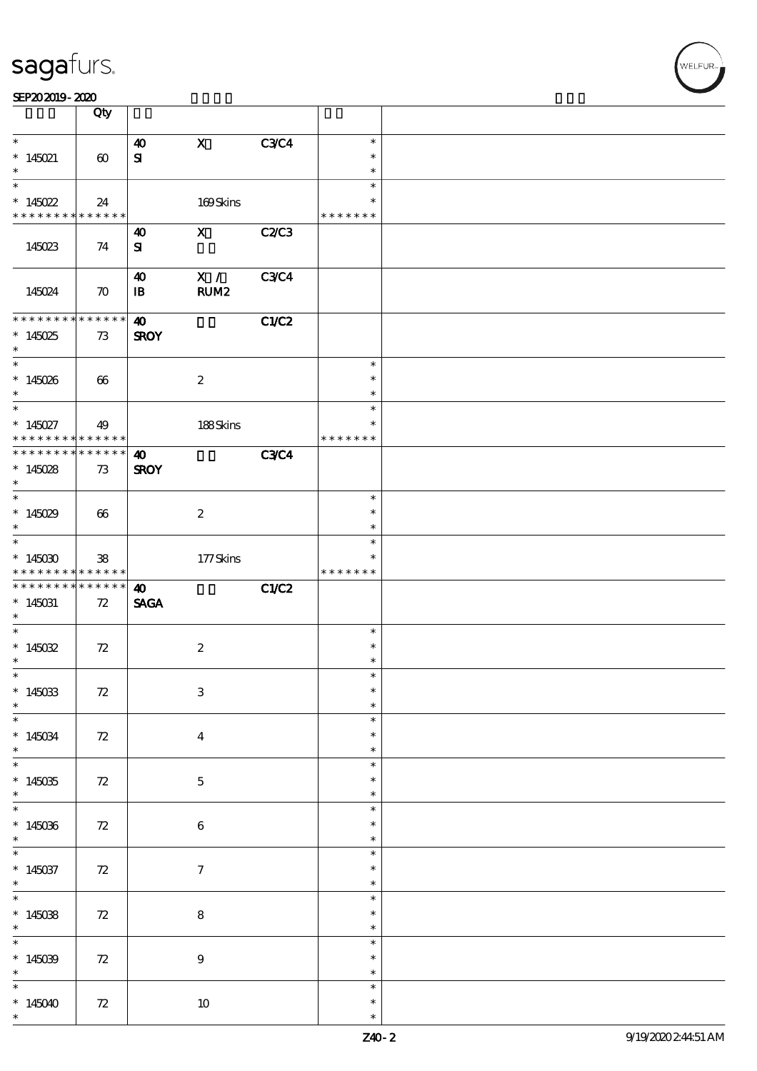| | Qty | | | | | |
|---|---|---|---|---|---|---|
| * <br> * 145021 <br> * | 60 | 40 <br> SI | X | C3/C4 | * <br> * <br> * | |
| * <br> * 145022 <br> * * * * * * * * * * * * * * | 24 | | 169 Skins | | * <br> * <br> * * * * * * * | |
| 145023 | 74 | 40 <br> SI | X | C2/C3 | | |
| 145024 | 70 | 40 <br> IB | X / <br> RUM2 | C3/C4 | | |
| * * * * * * * * * * * * * * <br> * 145025 <br> * | 73 | 40 <br> SROY | | C1/C2 | | |
| * <br> * 145026 <br> * | 66 | | 2 | | * <br> * <br> * | |
| * <br> * 145027 <br> * * * * * * * * * * * * * * | 49 | | 188 Skins | | * <br> * <br> * * * * * * * | |
| * * * * * * * * * * * * * * <br> * 145028 <br> * | 73 | 40 <br> SROY | | C3/C4 | | |
| * <br> * 145029 <br> * | 66 | | 2 | | * <br> * <br> * | |
| * <br> * 145030 <br> * * * * * * * * * * * * * * | 38 | | 177 Skins | | * <br> * <br> * * * * * * * | |
| * * * * * * * * * * * * * * <br> * 145031 <br> * | 72 | 40 <br> SAGA | | C1/C2 | | |
| * <br> * 145032 <br> * | 72 | | 2 | | * <br> * <br> * | |
| * <br> * 145033 <br> * | 72 | | 3 | | * <br> * <br> * | |
| * <br> * 145034 <br> * | 72 | | 4 | | * <br> * <br> * | |
| * <br> * 145035 <br> * | 72 | | 5 | | * <br> * <br> * | |
| * <br> * 145036 <br> * | 72 | | 6 | | * <br> * <br> * | |
| * <br> * 145037 <br> * | 72 | | 7 | | * <br> * <br> * | |
| * <br> * 145038 <br> * | 72 | | 8 | | * <br> * <br> * | |
| * <br> * 145039 <br> * | 72 | | 9 | | * <br> * <br> * | |
| * <br> * 145040 <br> * | 72 | | 10 | | * <br> * <br> * | |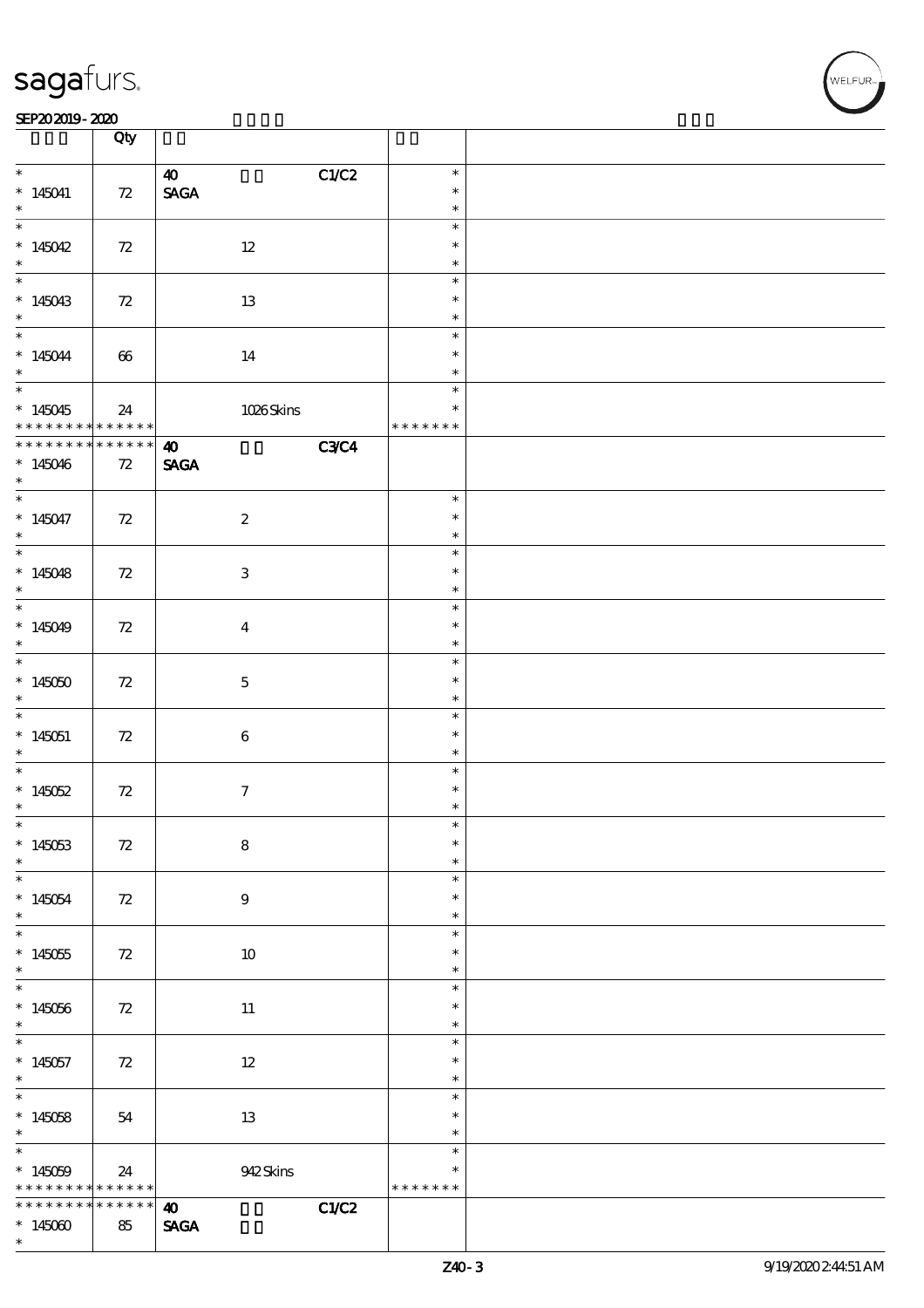| | Qty | | | |
|---|---|---|---|---|
| * <br> * 145041 <br> * | 72 | 40 C1/C2 <br> SAGA | * <br> * <br> * | |
| * <br> * 145042 <br> * | 72 | 12 | * <br> * <br> * | |
| * <br> * 145043 <br> * | 72 | 13 | * <br> * <br> * | |
| * <br> * 145044 <br> * | 66 | 14 | * <br> * <br> * | |
| * <br> * 145045 <br> * * * * * * * * * * * * * | 24 | 1026 Skins | * <br> * <br> * * * * * * * | |
| * * * * * * * * * * * * * <br> * 145046 <br> * | 72 | 40 C3/C4 <br> SAGA | | |
| * <br> * 145047 <br> * | 72 | 2 | * <br> * <br> * | |
| * <br> * 145048 <br> * | 72 | 3 | * <br> * <br> * | |
| * <br> * 145049 <br> * | 72 | 4 | * <br> * <br> * | |
| * <br> * 145050 <br> * | 72 | 5 | * <br> * <br> * | |
| * <br> * 145051 <br> * | 72 | 6 | * <br> * <br> * | |
| * <br> * 145052 <br> * | 72 | 7 | * <br> * <br> * | |
| * <br> * 145053 <br> * | 72 | 8 | * <br> * <br> * | |
| * <br> * 145054 <br> * | 72 | 9 | * <br> * <br> * | |
| * <br> * 145055 <br> * | 72 | 10 | * <br> * <br> * | |
| * <br> * 145056 <br> * | 72 | 11 | * <br> * <br> * | |
| * <br> * 145057 <br> * | 72 | 12 | * <br> * <br> * | |
| * <br> * 145058 <br> * | 54 | 13 | * <br> * <br> * | |
| * <br> * 145059 <br> * * * * * * * * * * * * * | 24 | 942 Skins | * <br> * <br> * * * * * * * | |
| * * * * * * * * * * * * * <br> * 145060 <br> * | 85 | 40 C1/C2 <br> SAGA | | |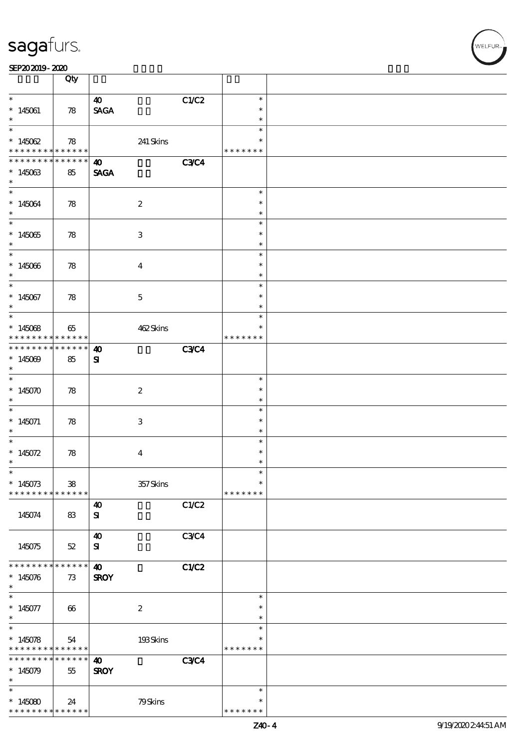| | Qty | | | | | |
|---|---|---|---|---|---|---|
| * 145061 * | 78 | 40 SAGA | | C1/C2 | * * * | |
| * 145062 * * * * * * * * * * * * * * | 78 | | 241 Skins | | * * * * * * * * * | |
| * * * * * * * * * * * * * * 145063 * | 85 | 40 SAGA | | C3/C4 | | |
| * 145064 * | 78 | | 2 | | * * * | |
| * 145065 * | 78 | | 3 | | * * * | |
| * 145066 * | 78 | | 4 | | * * * | |
| * 145067 * | 78 | | 5 | | * * * | |
| * 145068 * * * * * * * * * * * * * * | 65 | | 462 Skins | | * * * * * * * * * | |
| * * * * * * * * * * * * * * 145069 * | 85 | 40 SI | | C3/C4 | | |
| * 145070 * | 78 | | 2 | | * * * | |
| * 145071 * | 78 | | 3 | | * * * | |
| * 145072 * | 78 | | 4 | | * * * | |
| * 145073 * * * * * * * * * * * * * * | 38 | | 357 Skins | | * * * * * * * * * | |
| 145074 | 83 | 40 SI | | C1/C2 | | |
| 145075 | 52 | 40 SI | | C3/C4 | | |
| * * * * * * * * * * * * * * 145076 * | 73 | 40 SROY | | C1/C2 | | |
| * 145077 * | 66 | | 2 | | * * * | |
| * 145078 * * * * * * * * * * * * * * | 54 | | 193 Skins | | * * * * * * * * * | |
| * * * * * * * * * * * * * * 145079 * | 55 | 40 SROY | | C3/C4 | | |
| * 145080 * * * * * * * * * * * * * * | 24 | | 79 Skins | | * * * * * * * * * | |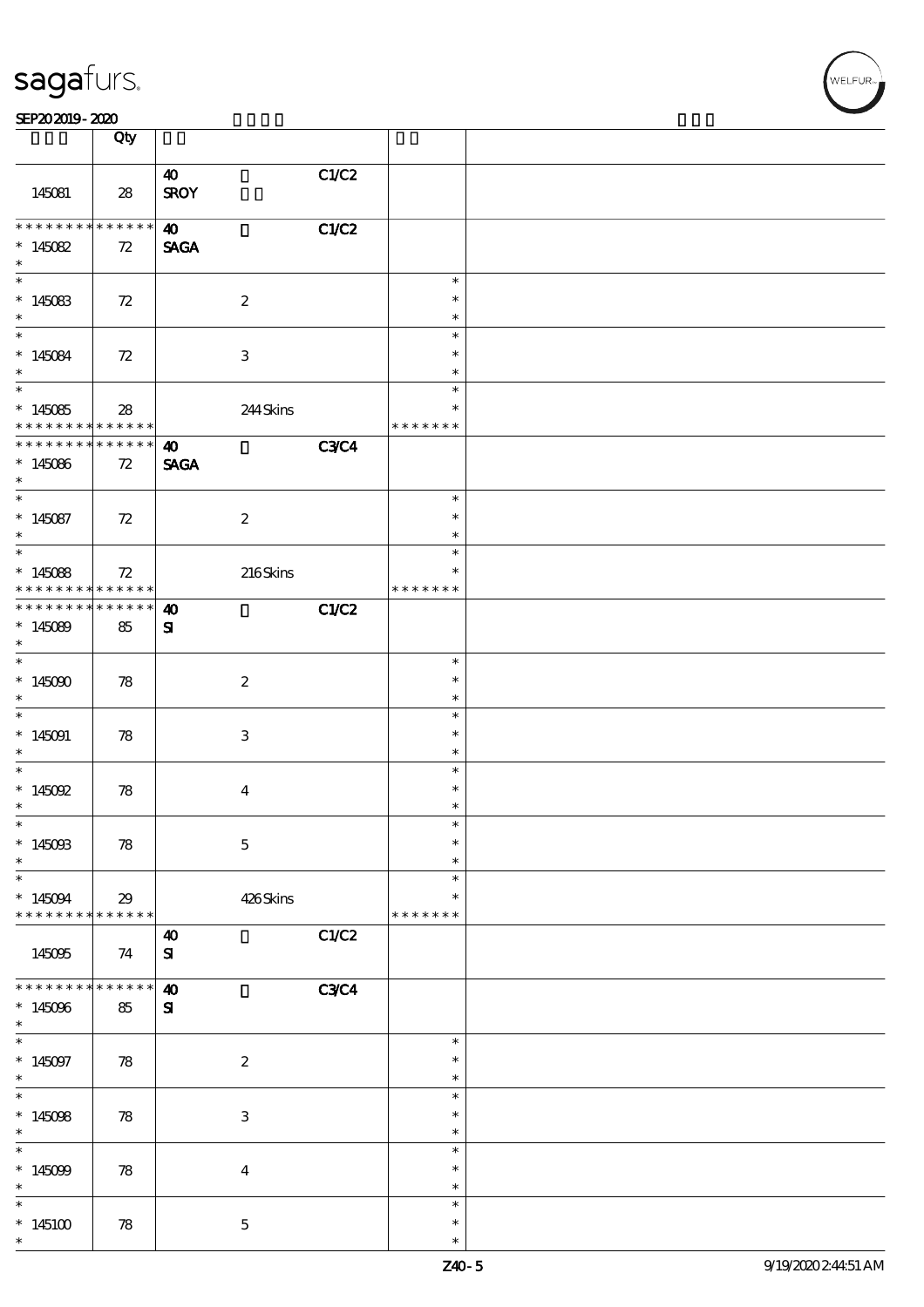| | Qty | | | | | |
|---|---|---|---|---|---|---|
| 145081 | 28 | 40 SROY | | C1/C2 | | |
| * * * * * * * * * * * * * * 145082 * | 72 | 40 SAGA | | C1/C2 | | |
| * * 145083 * | 72 | | 2 | | * * * | |
| * * 145084 * | 72 | | 3 | | * * * | |
| * * 145085 * * * * * * * * * * * * * | 28 | | 244 Skins | | * * * * * * * * | |
| * * * * * * * * * * * * * * 145086 * | 72 | 40 SAGA | | C3/C4 | | |
| * * 145087 * | 72 | | 2 | | * * * | |
| * * 145088 * * * * * * * * * * * * * | 72 | | 216 Skins | | * * * * * * * * | |
| * * * * * * * * * * * * * * 145089 * | 85 | 40 SI | | C1/C2 | | |
| * * 145090 * | 78 | | 2 | | * * * | |
| * * 145091 * | 78 | | 3 | | * * * | |
| * * 145092 * | 78 | | 4 | | * * * | |
| * * 145093 * | 78 | | 5 | | * * * | |
| * * 145094 * * * * * * * * * * * * * | 29 | | 426 Skins | | * * * * * * * * | |
| 145095 | 74 | 40 SI | | C1/C2 | | |
| * * * * * * * * * * * * * * 145096 * | 85 | 40 SI | | C3/C4 | | |
| * * 145097 * | 78 | | 2 | | * * * | |
| * * 145098 * | 78 | | 3 | | * * * | |
| * * 145099 * | 78 | | 4 | | * * * | |
| * * 145100 * | 78 | | 5 | | * * * | |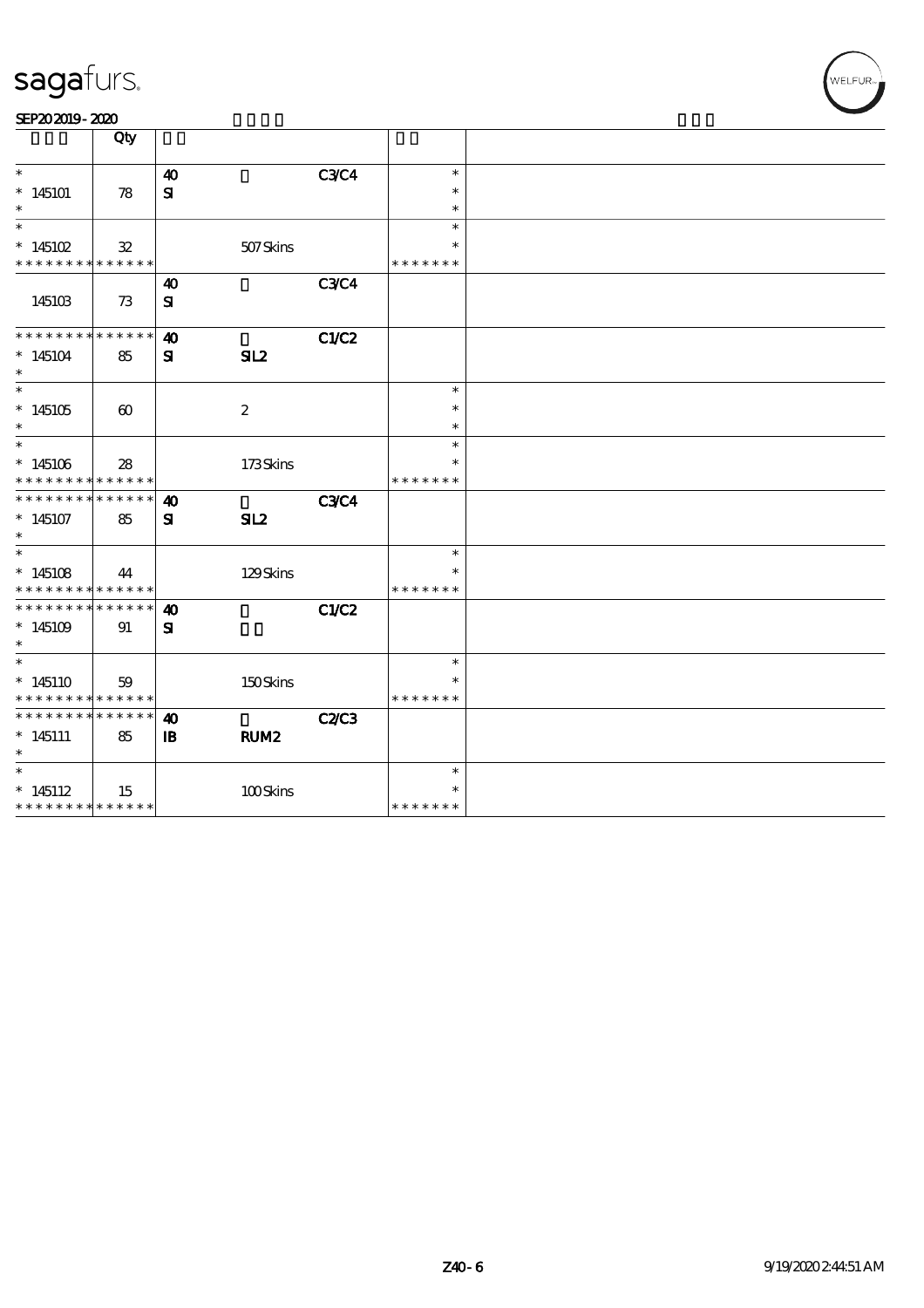sagafurs.

SEP20 2019 - 2020

| | Qty | | | | | |
|---|---|---|---|---|---|---|
| *<br>* 145101<br>* | 78 | 40<br>SI | | C3/C4 | *<br>*<br>* | |
| *<br>* 145102<br>* * * * * * * * * * * * * * | 32 | | 507 Skins | | *<br>*<br>* * * * * * * | |
| 145103 | 73 | 40<br>SI | | C3/C4 | | |
| * * * * * * * * * * * * * *<br>* 145104<br>* | 85 | 40<br>SI | SIL2 | C1/C2 | | |
| *<br>* 145105<br>* | 60 | | 2 | | *<br>*<br>* | |
| *<br>* 145106<br>* * * * * * * * * * * * * * | 28 | | 173 Skins | | *<br>*<br>* * * * * * * | |
| * * * * * * * * * * * * * *<br>* 145107<br>* | 85 | 40<br>SI | SIL2 | C3/C4 | | |
| *<br>* 145108<br>* * * * * * * * * * * * * * | 44 | | 129 Skins | | *<br>*<br>* * * * * * * | |
| * * * * * * * * * * * * * *<br>* 145109<br>* | 91 | 40<br>SI | | C1/C2 | | |
| *<br>* 145110<br>* * * * * * * * * * * * * * | 59 | | 150 Skins | | *<br>*<br>* * * * * * * | |
| * * * * * * * * * * * * * *<br>* 145111<br>* | 85 | 40<br>IB | RUM2 | C2/C3 | | |
| *<br>* 145112<br>* * * * * * * * * * * * * * | 15 | | 100 Skins | | *<br>*<br>* * * * * * * | |

Z40 - 6 9/19/2020 2:44:51 AM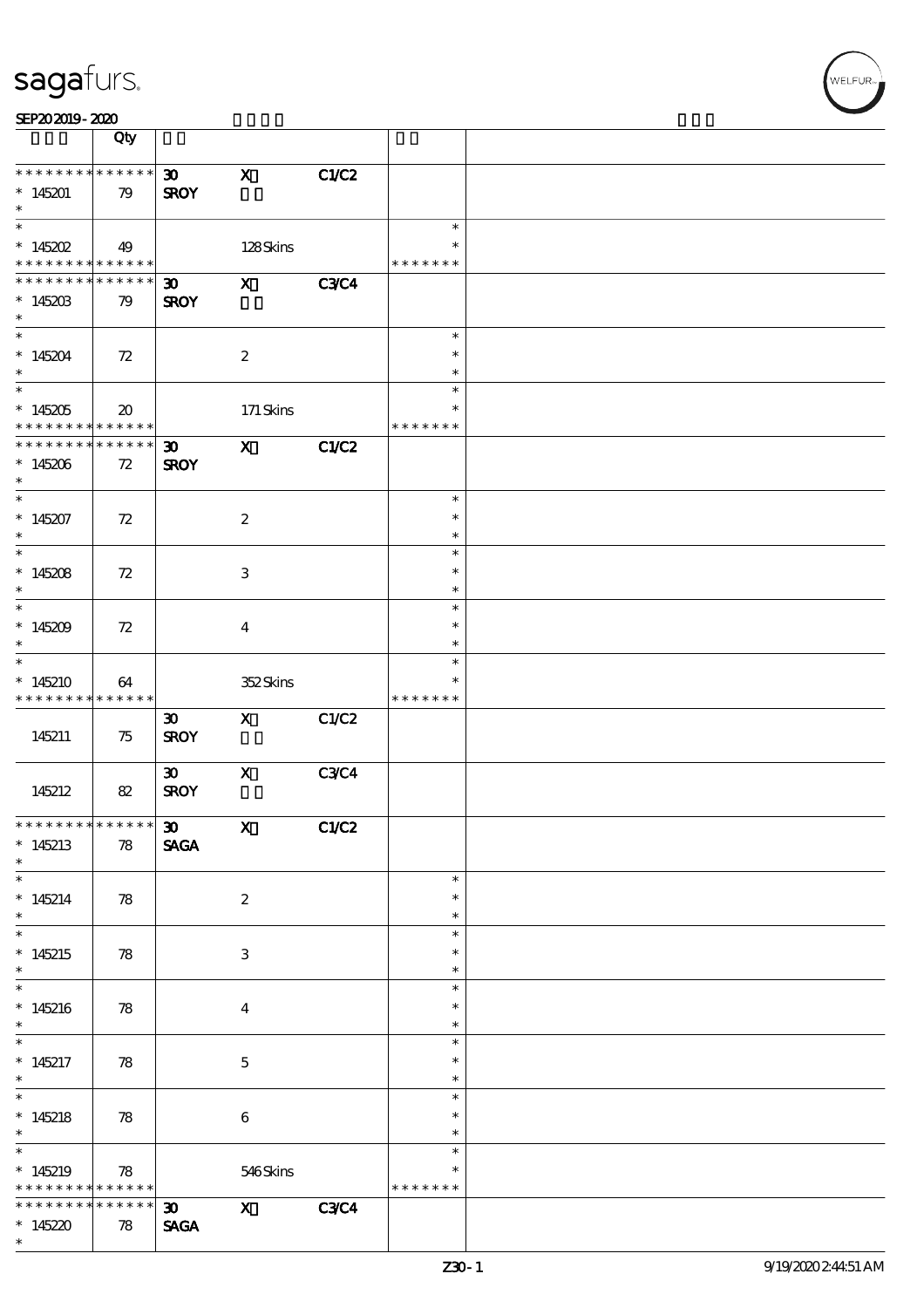| | Qty | | | | | |
|---|---|---|---|---|---|---|
| * * * * * * * * * * * * * * | | 30 | X | C1/C2 | | |
| * 145201 | 79 | SROY | | | | |
| * | | | | | | |
| * 145202 | 49 | | 128 Skins | | * | |
| * * * * * * * * * * * * * * | | | | | * * * * * * * | |
| * * * * * * * * * * * * * * | | 30 | X | C3/C4 | | |
| * 145203 | 79 | SROY | | | | |
| * 145204 | 72 | | 2 | | * | |
| * 145205 | 20 | | 171 Skins | | * | |
| * * * * * * * * * * * * * * | | | | | * * * * * * * | |
| * * * * * * * * * * * * * * | | 30 | X | C1/C2 | | |
| * 145206 | 72 | SROY | | | | |
| * 145207 | 72 | | 2 | | * | |
| * 145208 | 72 | | 3 | | * | |
| * 145209 | 72 | | 4 | | * | |
| * 145210 | 64 | | 352 Skins | | * | |
| * * * * * * * * * * * * * * | | | | | * * * * * * * | |
| 145211 | 75 | 30 SROY | X | C1/C2 | | |
| 145212 | 82 | 30 SROY | X | C3/C4 | | |
| * * * * * * * * * * * * * * | | 30 | X | C1/C2 | | |
| * 145213 | 78 | SAGA | | | | |
| * 145214 | 78 | | 2 | | * | |
| * 145215 | 78 | | 3 | | * | |
| * 145216 | 78 | | 4 | | * | |
| * 145217 | 78 | | 5 | | * | |
| * 145218 | 78 | | 6 | | * | |
| * 145219 | 78 | | 546 Skins | | * | |
| * * * * * * * * * * * * * * | | | | | * * * * * * * | |
| * * * * * * * * * * * * * * | | 30 | X | C3/C4 | | |
| * 145220 | 78 | SAGA | | | | |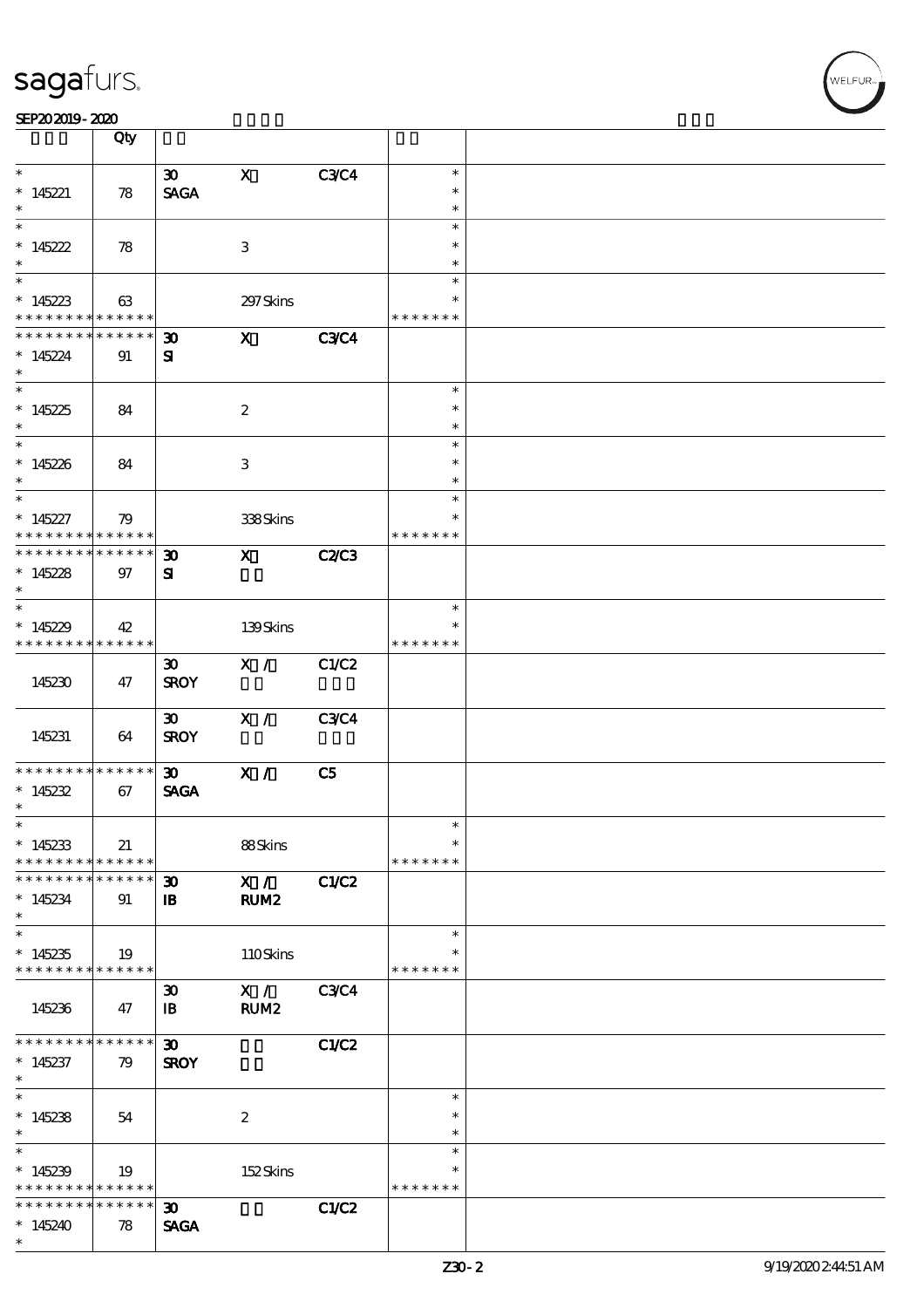sagafurs.

SEP20 2019 - 2020

| | Qty | | | | | |
|---|---|---|---|---|---|---|
| * <br> * 145221 <br> * | 78 | 30 <br> SAGA | X | C3/C4 | * <br> * <br> * | |
| * <br> * 145222 <br> * | 78 | | 3 | | * <br> * <br> * | |
| * <br> * 145223 <br> * * * * * * * * * * * * * * | 63 | | 297 Skins | | * <br> * <br> * * * * * * * | |
| * * * * * * * * * * * * * * <br> * 145224 <br> * | 91 | 30 <br> SI | X | C3/C4 | | |
| * <br> * 145225 <br> * | 84 | | 2 | | * <br> * <br> * | |
| * <br> * 145226 <br> * | 84 | | 3 | | * <br> * <br> * | |
| * <br> * 145227 <br> * * * * * * * * * * * * * * | 79 | | 338 Skins | | * <br> * <br> * * * * * * * | |
| * * * * * * * * * * * * * * <br> * 145228 <br> * | 97 | 30 <br> SI | X | C2/C3 | | |
| * <br> * 145229 <br> * * * * * * * * * * * * * * | 42 | | 139 Skins | | * <br> * <br> * * * * * * * | |
| 145230 | 47 | 30 <br> SROY | X / | C1/C2 | | |
| 145231 | 64 | 30 <br> SROY | X / | C3/C4 | | |
| * * * * * * * * * * * * * * <br> * 145232 <br> * | 67 | 30 <br> SAGA | X / | C5 | | |
| * <br> * 145233 <br> * * * * * * * * * * * * * * | 21 | | 88 Skins | | * <br> * <br> * * * * * * * | |
| * * * * * * * * * * * * * * <br> * 145234 <br> * | 91 | 30 <br> IB | X / <br> RUM2 | C1/C2 | | |
| * <br> * 145235 <br> * * * * * * * * * * * * * * | 19 | | 110 Skins | | * <br> * <br> * * * * * * * | |
| 145236 | 47 | 30 <br> IB | X / <br> RUM2 | C3/C4 | | |
| * * * * * * * * * * * * * * <br> * 145237 <br> * | 79 | 30 <br> SROY | | C1/C2 | | |
| * <br> * 145238 <br> * | 54 | | 2 | | * <br> * <br> * | |
| * <br> * 145239 <br> * * * * * * * * * * * * * * | 19 | | 152 Skins | | * <br> * <br> * * * * * * * | |
| * * * * * * * * * * * * * * <br> * 145240 <br> * | 78 | 30 <br> SAGA | | C1/C2 | | |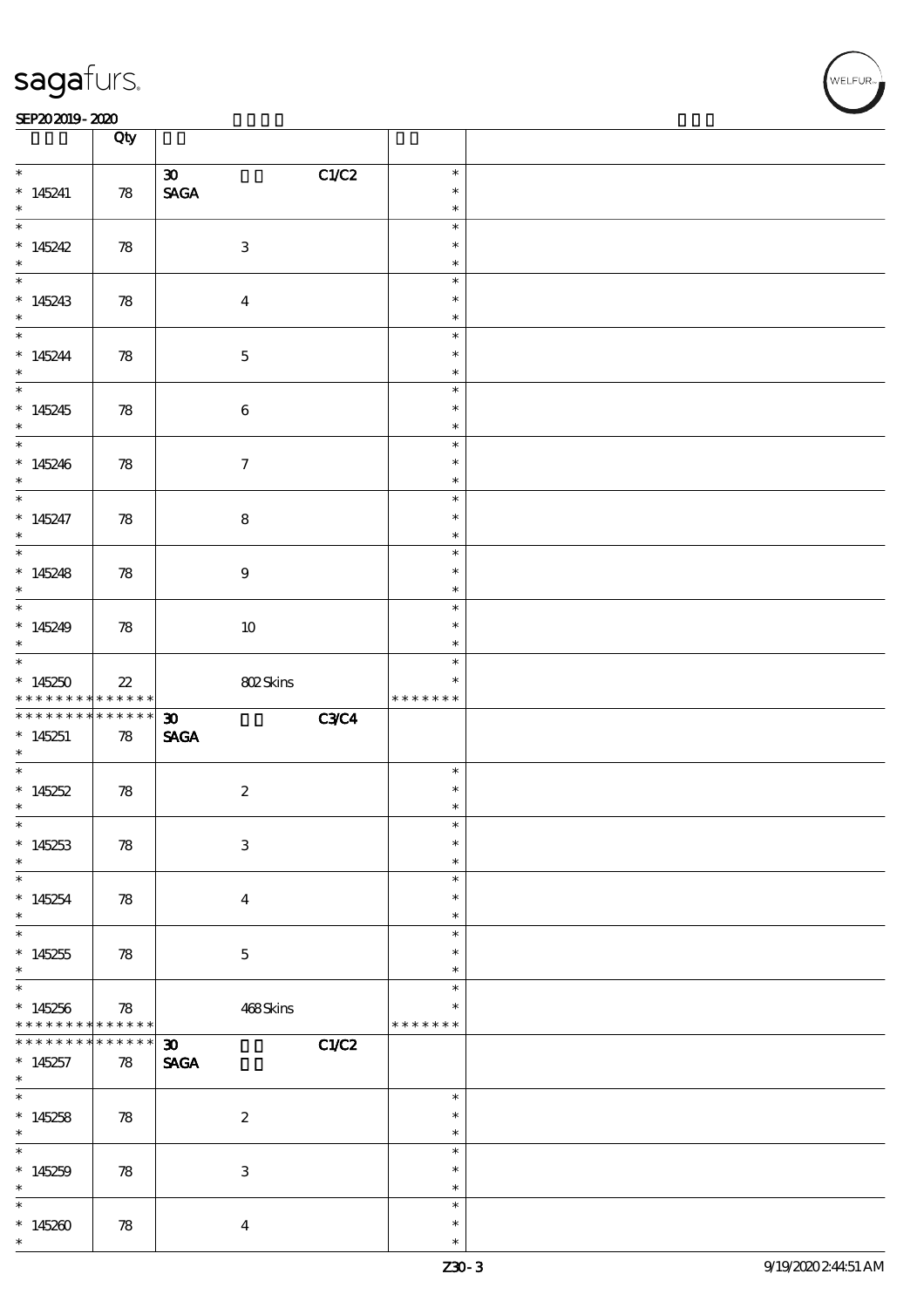| | Qty | | |
|---|---|---|---|
| * 145241 * | 78 | 30 SAGA C1/C2 | * * * |
| * 145242 * | 78 | 3 | * * * |
| * 145243 * | 78 | 4 | * * * |
| * 145244 * | 78 | 5 | * * * |
| * 145245 * | 78 | 6 | * * * |
| * 145246 * | 78 | 7 | * * * |
| * 145247 * | 78 | 8 | * * * |
| * 145248 * | 78 | 9 | * * * |
| * 145249 * | 78 | 10 | * * * |
| * 145250 * * * * * * * * * * * * * | 22 | 802 Skins | * * * * * * * * * |
| * * * * * * * * * * * * * * 145251 * | 78 | 30 SAGA C3/C4 | |
| * 145252 * | 78 | 2 | * * * |
| * 145253 * | 78 | 3 | * * * |
| * 145254 * | 78 | 4 | * * * |
| * 145255 * | 78 | 5 | * * * |
| * 145256 * * * * * * * * * * * * * | 78 | 468 Skins | * * * * * * * * * |
| * * * * * * * * * * * * * * 145257 * | 78 | 30 SAGA C1/C2 | |
| * 145258 * | 78 | 2 | * * * |
| * 145259 * | 78 | 3 | * * * |
| * 145260 * | 78 | 4 | * * * |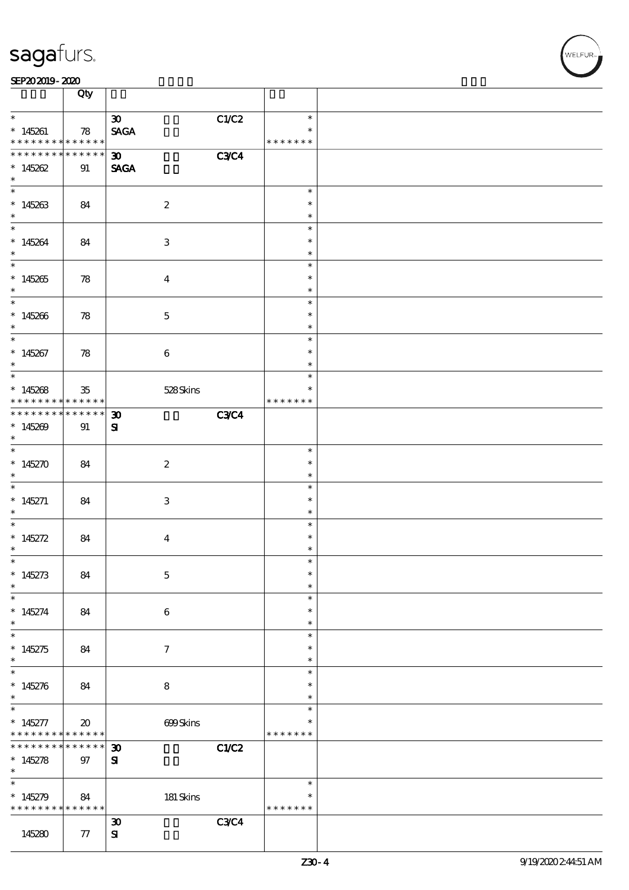| | Qty | | | | | |
|---|---|---|---|---|---|---|
| * <br> * 145261 <br> * * * * * * * * * * * * * * | 78 | 30 <br> SAGA | | C1/C2 | * <br> * <br> * * * * * * * | |
| * * * * * * * * * * * * * * <br> * 145262 <br> * | 91 | 30 <br> SAGA | | C3/C4 | | |
| * <br> * 145263 <br> * | 84 | | 2 | | * <br> * <br> * | |
| * <br> * 145264 <br> * | 84 | | 3 | | * <br> * <br> * | |
| * <br> * 145265 <br> * | 78 | | 4 | | * <br> * <br> * | |
| * <br> * 145266 <br> * | 78 | | 5 | | * <br> * <br> * | |
| * <br> * 145267 <br> * | 78 | | 6 | | * <br> * <br> * | |
| * <br> * 145268 <br> * * * * * * * * * * * * * * | 35 | | 528 Skins | | * <br> * <br> * * * * * * * | |
| * * * * * * * * * * * * * * <br> * 145269 <br> * | 91 | 30 <br> SI | | C3/C4 | | |
| * <br> * 145270 <br> * | 84 | | 2 | | * <br> * <br> * | |
| * <br> * 145271 <br> * | 84 | | 3 | | * <br> * <br> * | |
| * <br> * 145272 <br> * | 84 | | 4 | | * <br> * <br> * | |
| * <br> * 145273 <br> * | 84 | | 5 | | * <br> * <br> * | |
| * <br> * 145274 <br> * | 84 | | 6 | | * <br> * <br> * | |
| * <br> * 145275 <br> * | 84 | | 7 | | * <br> * <br> * | |
| * <br> * 145276 <br> * | 84 | | 8 | | * <br> * <br> * | |
| * <br> * 145277 <br> * * * * * * * * * * * * * * | 20 | | 699 Skins | | * <br> * <br> * * * * * * * | |
| * * * * * * * * * * * * * * <br> * 145278 <br> * | 97 | 30 <br> SI | | C1/C2 | | |
| * <br> * 145279 <br> * * * * * * * * * * * * * * | 84 | | 181 Skins | | * <br> * <br> * * * * * * * | |
| 145280 | 77 | 30 <br> SI | | C3/C4 | | |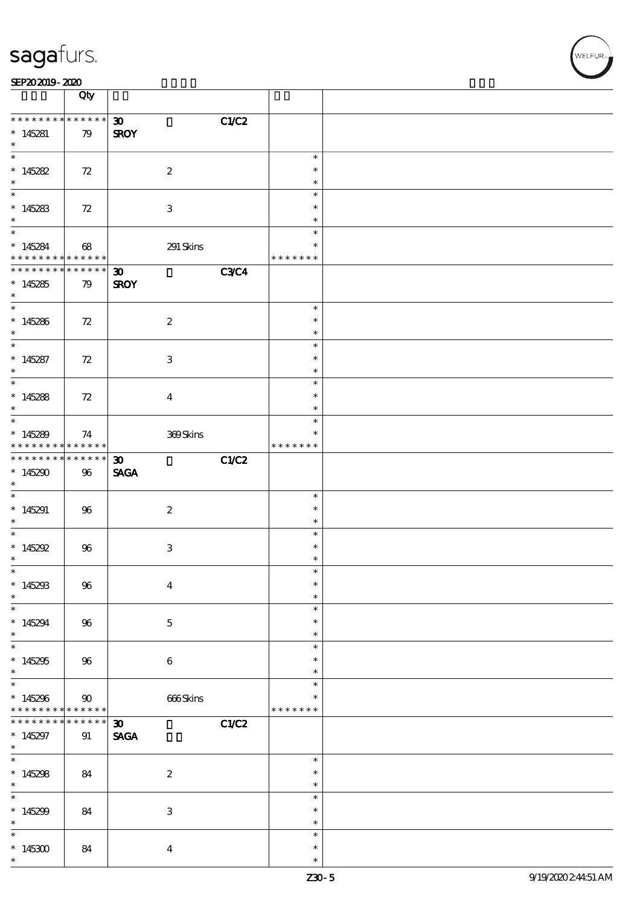| | Qty | | | | | |
|---|---|---|---|---|---|---|
| * * * * * * * * * * * * * * | | 30 | | C1/C2 | | |
| * 145281 | 79 | SROY | | | | |
| * 145282 | 72 | | 2 | | * | |
| * 145283 | 72 | | 3 | | * | |
| * 145284 | 68 | | 291 Skins | | * * * * * * * | |
| * * * * * * * * * * * * * * | | 30 | | C3/C4 | | |
| * 145285 | 79 | SROY | | | | |
| * 145286 | 72 | | 2 | | * | |
| * 145287 | 72 | | 3 | | * | |
| * 145288 | 72 | | 4 | | * | |
| * 145289 | 74 | | 369 Skins | | * * * * * * * | |
| * * * * * * * * * * * * * * | | 30 | | C1/C2 | | |
| * 145290 | 96 | SAGA | | | | |
| * 145291 | 96 | | 2 | | * | |
| * 145292 | 96 | | 3 | | * | |
| * 145293 | 96 | | 4 | | * | |
| * 145294 | 96 | | 5 | | * | |
| * 145295 | 96 | | 6 | | * | |
| * 145296 | 90 | | 666 Skins | | * * * * * * * | |
| * * * * * * * * * * * * * * | | 30 | | C1/C2 | | |
| * 145297 | 91 | SAGA | | | | |
| * 145298 | 84 | | 2 | | * | |
| * 145299 | 84 | | 3 | | * | |
| * 145300 | 84 | | 4 | | * | |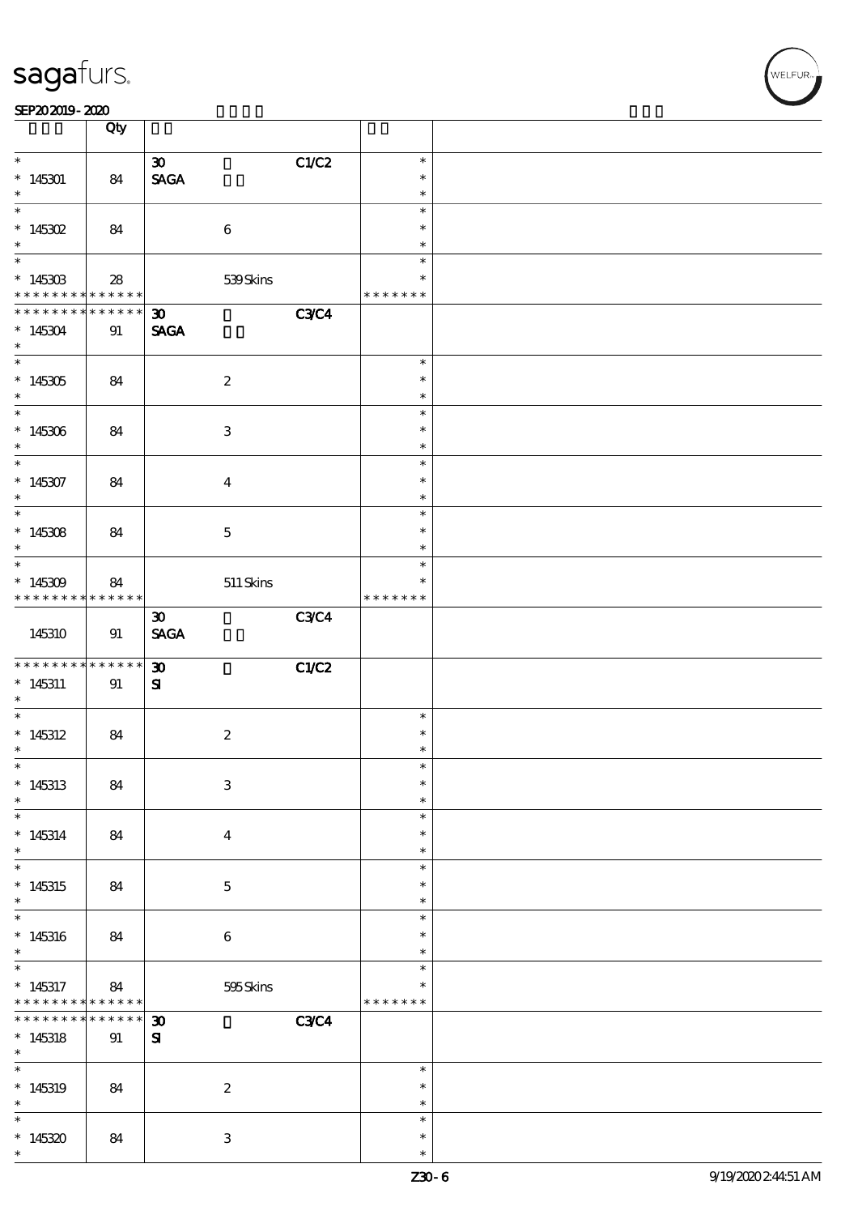| | Qty | | | | | |
|---|---|---|---|---|---|---|
| * 145301 * | 84 | 30 SAGA | | C1/C2 | * * * | |
| * 145302 * | 84 | | 6 | | * * * | |
| * 145303 * * * * * * * * * * * * * * | 28 | | 539 Skins | | * * * * * * * | |
| * * * * * * * * * * * * * * 145304 * | 91 | 30 SAGA | | C3/C4 | | |
| * 145305 * | 84 | | 2 | | * * * | |
| * 145306 * | 84 | | 3 | | * * * | |
| * 145307 * | 84 | | 4 | | * * * | |
| * 145308 * | 84 | | 5 | | * * * | |
| * 145309 * * * * * * * * * * * * * * | 84 | | 511 Skins | | * * * * * * * | |
| 145310 | 91 | 30 SAGA | | C3/C4 | | |
| * * * * * * * * * * * * * * 145311 * | 91 | 30 SI | | C1/C2 | | |
| * 145312 * | 84 | | 2 | | * * * | |
| * 145313 * | 84 | | 3 | | * * * | |
| * 145314 * | 84 | | 4 | | * * * | |
| * 145315 * | 84 | | 5 | | * * * | |
| * 145316 * | 84 | | 6 | | * * * | |
| * 145317 * * * * * * * * * * * * * * | 84 | | 595 Skins | | * * * * * * * | |
| * * * * * * * * * * * * * * 145318 * | 91 | 30 SI | | C3/C4 | | |
| * 145319 * | 84 | | 2 | | * * * | |
| * 145320 * | 84 | | 3 | | * * * | |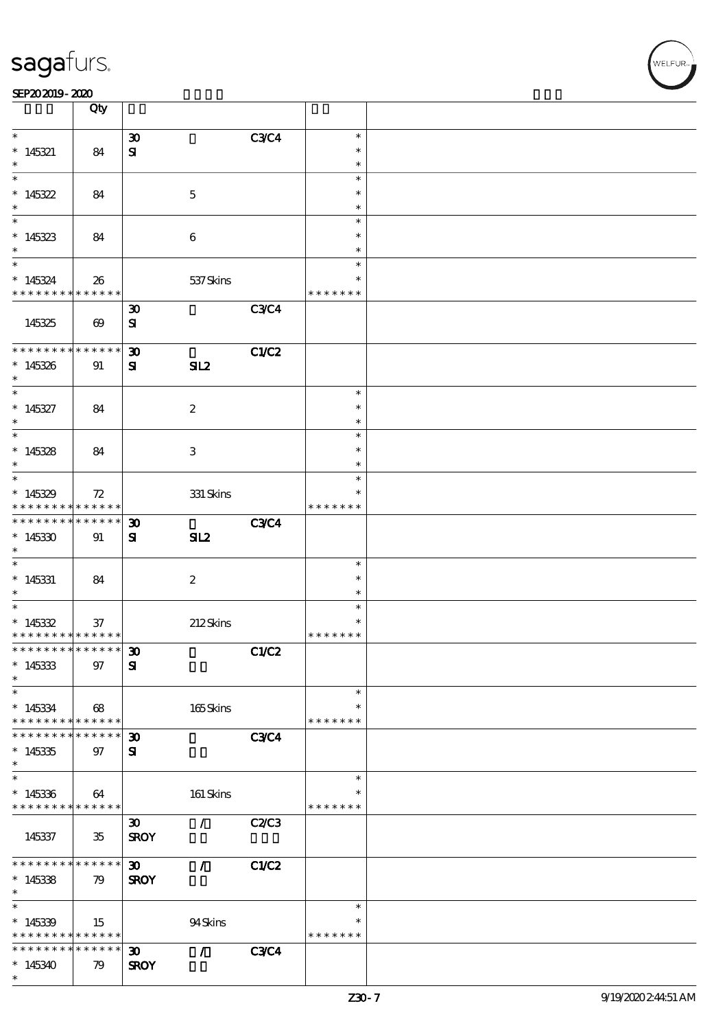| | Qty | | | | | |
|---|---|---|---|---|---|---|
| * 145321 * | 84 | 30 SI | | C3/C4 | * * * | |
| * 145322 * | 84 | | 5 | | * * * | |
| * 145323 * | 84 | | 6 | | * * * | |
| * 145324 * * * * * * * * * * * * * | 26 | | 537 Skins | | * * * * * * * * | |
| 145325 | 69 | 30 SI | | C3/C4 | | |
| * * * * * * * * * * * * * * 145326 * | 91 | 30 SI | SIL2 | C1/C2 | | |
| * 145327 * | 84 | | 2 | | * * * | |
| * 145328 * | 84 | | 3 | | * * * | |
| * 145329 * * * * * * * * * * * * * | 72 | | 331 Skins | | * * * * * * * * | |
| * * * * * * * * * * * * * * 145330 * | 91 | 30 SI | SIL2 | C3/C4 | | |
| * 145331 * | 84 | | 2 | | * * * | |
| * 145332 * * * * * * * * * * * * * | 37 | | 212 Skins | | * * * * * * * * | |
| * * * * * * * * * * * * * * 145333 * | 97 | 30 SI | | C1/C2 | | |
| * 145334 * * * * * * * * * * * * * | 68 | | 165 Skins | | * * * * * * * * | |
| * * * * * * * * * * * * * * 145335 * | 97 | 30 SI | | C3/C4 | | |
| * 145336 * * * * * * * * * * * * * | 64 | | 161 Skins | | * * * * * * * * | |
| 145337 | 35 | 30 SROY | / | C2/C3 | | |
| * * * * * * * * * * * * * * 145338 * | 79 | 30 SROY | / | C1/C2 | | |
| * 145339 * * * * * * * * * * * * * | 15 | | 94 Skins | | * * * * * * * * | |
| * * * * * * * * * * * * * * 145340 * | 79 | 30 SROY | / | C3/C4 | | |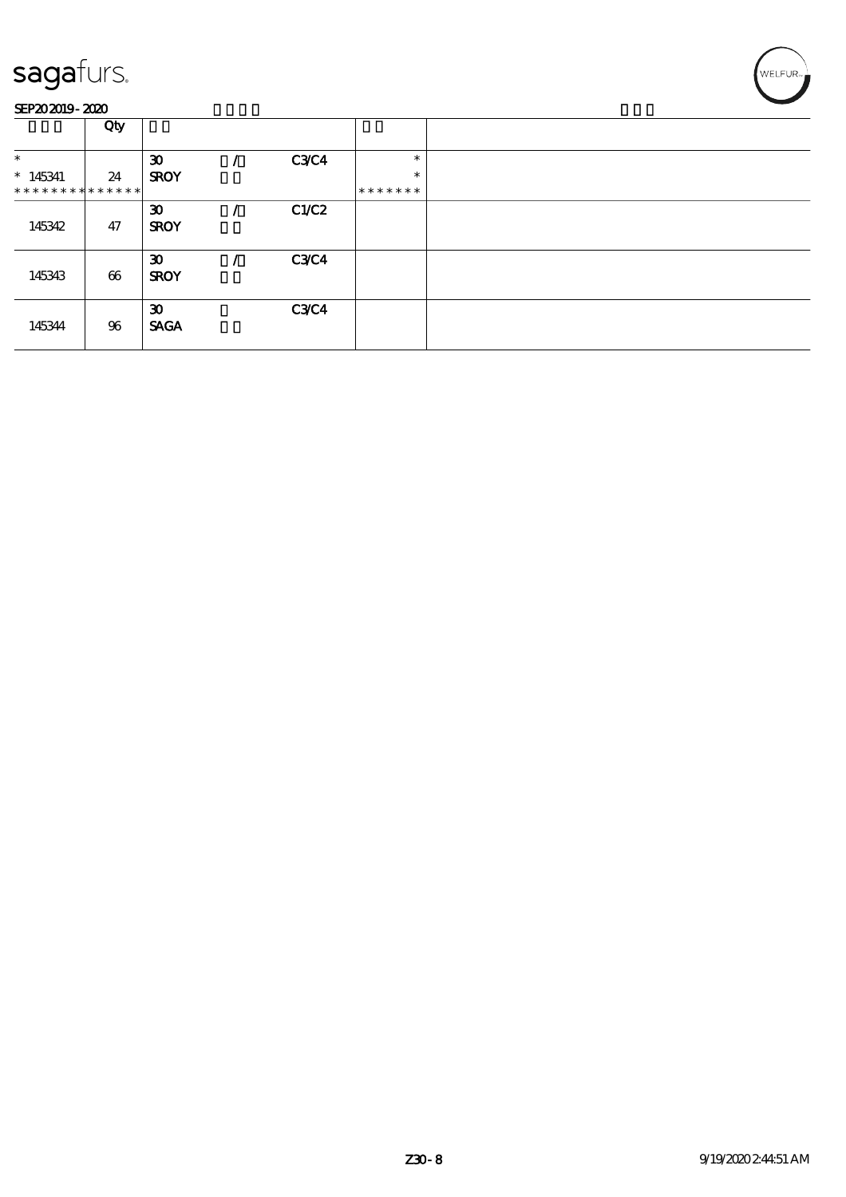sagafurs.

SEP20 2019 - 2020

| | Qty | | | | | |
|---|---|---|---|---|---|---|
| * | | 30 | / | C3/C4 | * | |
| * 145341 | 24 | SROY | | | * | |
| * * * * * * * * * * * * * * | | | | | * * * * * * * | |
| 145342 | 47 | 30 | / | C1/C2 | | |
| | | SROY | | | | |
| 145343 | 66 | 30 | / | C3/C4 | | |
| | | SROY | | | | |
| 145344 | 96 | 30 | | C3/C4 | | |
| | | SAGA | | | | |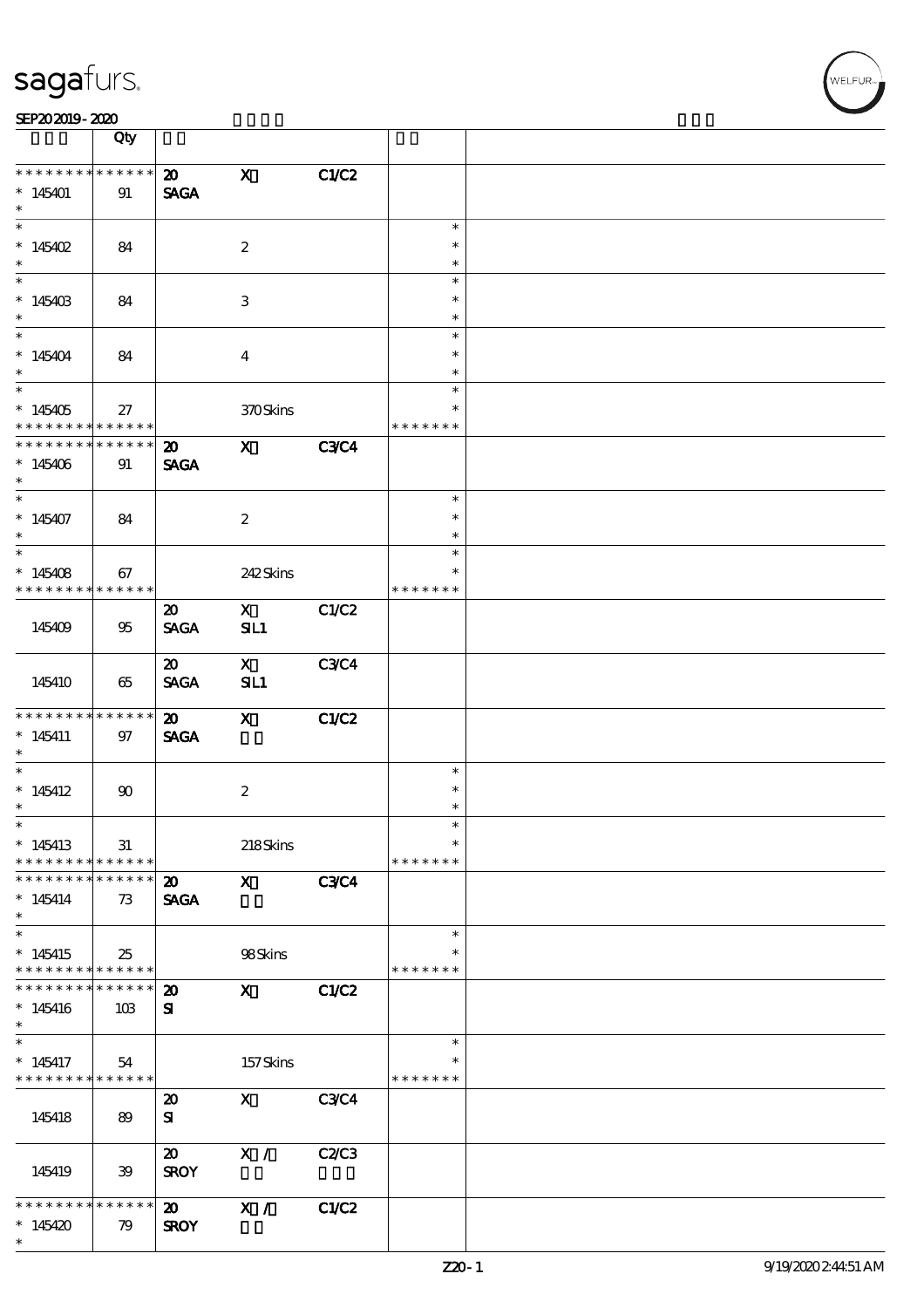sagafurs.

SEP20 2019 - 2020

| | Qty | | | | | |
|---|---|---|---|---|---|---|
| * * * * * * * * * * * * * * | | **20** | **X** | **C1/C2** | | |
| * 145401 | 91 | **SAGA** | | | | |
| * | | | | | | |
| * 145402 | 84 | | 2 | | * | |
| * 145403 | 84 | | 3 | | * | |
| * 145404 | 84 | | 4 | | * | |
| * 145405 | 27 | | 370 Skins | | * * * * * * * | |
| * * * * * * * * * * * * * * | | **20** | **X** | **C3/C4** | | |
| * 145406 | 91 | **SAGA** | | | | |
| * 145407 | 84 | | 2 | | * | |
| * 145408 | 67 | | 242 Skins | | * * * * * * * | |
| 145409 | 95 | 20 SAGA | X SIL1 | C1/C2 | | |
| 145410 | 65 | 20 SAGA | X SIL1 | C3/C4 | | |
| * * * * * * * * * * * * * * | | **20** | **X** | **C1/C2** | | |
| * 145411 | 97 | **SAGA** | | | | |
| * 145412 | 90 | | 2 | | * | |
| * 145413 | 31 | | 218 Skins | | * * * * * * * | |
| * * * * * * * * * * * * * * | | **20** | **X** | **C3/C4** | | |
| * 145414 | 73 | **SAGA** | | | | |
| * 145415 | 25 | | 98 Skins | | * * * * * * * | |
| * * * * * * * * * * * * * * | | **20** | **X** | **C1/C2** | | |
| * 145416 | 103 | **SI** | | | | |
| * 145417 | 54 | | 157 Skins | | * * * * * * * | |
| 145418 | 89 | 20 SI | X | C3/C4 | | |
| 145419 | 39 | 20 SROY | X / | C2/C3 | | |
| * * * * * * * * * * * * * * | | **20** | **X /** | **C1/C2** | | |
| * 145420 | 79 | **SROY** | | | | |
| * | | | | | | |

Z20-1 9/19/2020 2:44:51 AM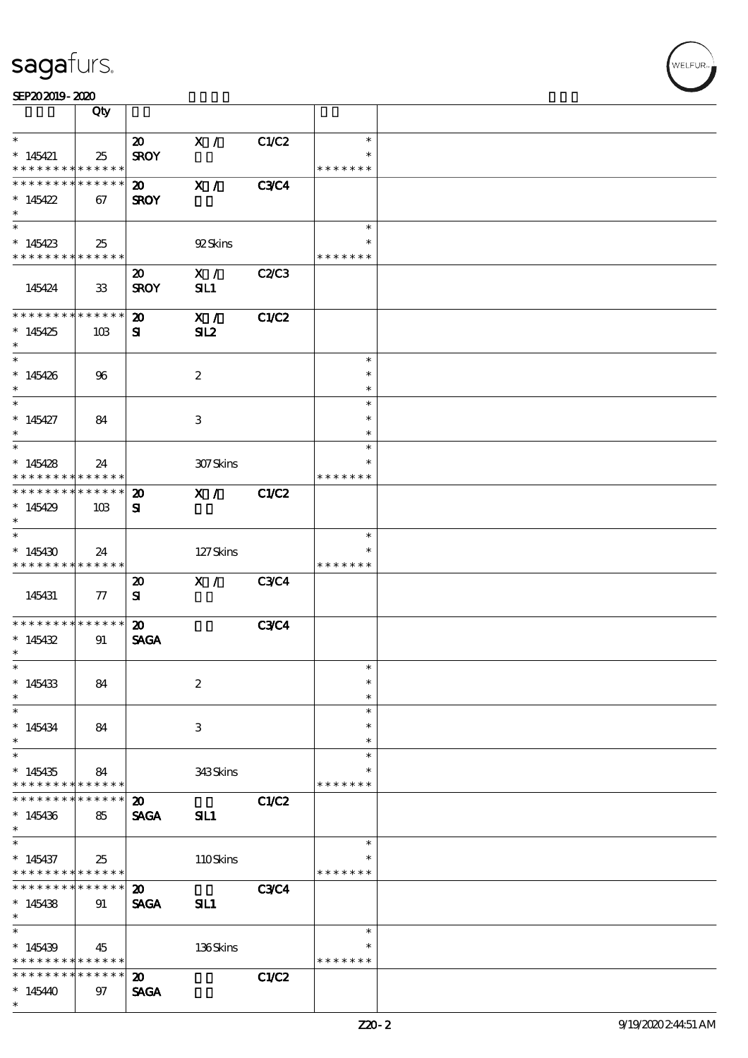| | Qty | | | | | |
|---|---|---|---|---|---|---|
| * <br> * 145421 <br> * * * * * * * * * * * * * * | 25 | 20 <br> SROY | X / | C1/C2 | * <br> * <br> * * * * * * * | |
| * * * * * * * * * * * * * * <br> * 145422 <br> * | 67 | 20 <br> SROY | X / | C3/C4 | | |
| * <br> * 145423 <br> * * * * * * * * * * * * * * | 25 | | 92 Skins | | * <br> * <br> * * * * * * * | |
| 145424 | 33 | 20 <br> SROY | X / <br> SIL1 | C2/C3 | | |
| * * * * * * * * * * * * * * <br> * 145425 <br> * | 103 | 20 <br> SI | X / <br> SIL2 | C1/C2 | | |
| * <br> * 145426 <br> * | 96 | | 2 | | * <br> * <br> * | |
| * <br> * 145427 <br> * | 84 | | 3 | | * <br> * <br> * | |
| * <br> * 145428 <br> * * * * * * * * * * * * * * | 24 | | 307 Skins | | * <br> * <br> * * * * * * * | |
| * * * * * * * * * * * * * * <br> * 145429 <br> * | 103 | 20 <br> SI | X / | C1/C2 | | |
| * <br> * 145430 <br> * * * * * * * * * * * * * * | 24 | | 127 Skins | | * <br> * <br> * * * * * * * | |
| 145431 | 77 | 20 <br> SI | X / | C3/C4 | | |
| * * * * * * * * * * * * * * <br> * 145432 <br> * | 91 | 20 <br> SAGA | | C3/C4 | | |
| * <br> * 145433 <br> * | 84 | | 2 | | * <br> * <br> * | |
| * <br> * 145434 <br> * | 84 | | 3 | | * <br> * <br> * | |
| * <br> * 145435 <br> * * * * * * * * * * * * * * | 84 | | 343 Skins | | * <br> * <br> * * * * * * * | |
| * * * * * * * * * * * * * * <br> * 145436 <br> * | 85 | 20 <br> SAGA | SIL1 | C1/C2 | | |
| * <br> * 145437 <br> * * * * * * * * * * * * * * | 25 | | 110 Skins | | * <br> * <br> * * * * * * * | |
| * * * * * * * * * * * * * * <br> * 145438 <br> * | 91 | 20 <br> SAGA | SIL1 | C3/C4 | | |
| * <br> * 145439 <br> * * * * * * * * * * * * * * | 45 | | 136 Skins | | * <br> * <br> * * * * * * * | |
| * * * * * * * * * * * * * * <br> * 145440 <br> * | 97 | 20 <br> SAGA | | C1/C2 | | |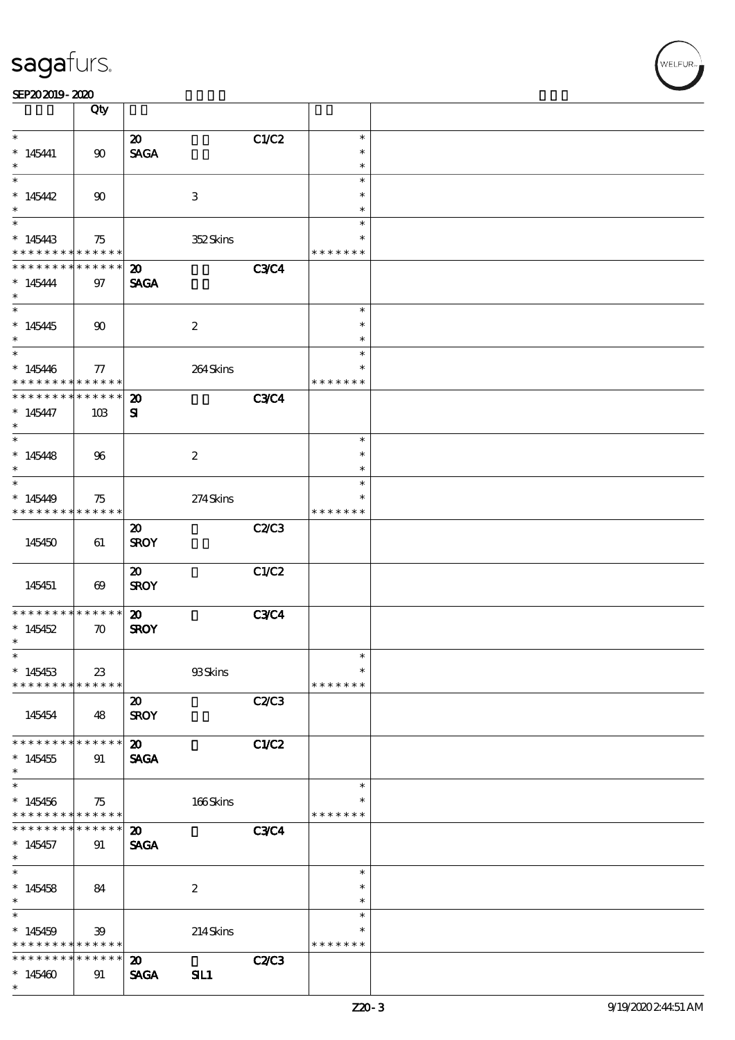| | Qty | | | | | |
|---|---|---|---|---|---|---|
| *<br>* 145441<br>* | 90 | 20<br>SAGA | | C1/C2 | *<br>*<br>* | |
| *<br>* 145442<br>* | 90 | | 3 | | *<br>*<br>* | |
| *<br>* 145443<br>* * * * * * * * * * * * * * | 75 | | 352 Skins | | *<br>*<br>* * * * * * * | |
| * * * * * * * * * * * * * *<br>* 145444<br>* | 97 | 20<br>SAGA | | C3/C4 | | |
| *<br>* 145445<br>* | 90 | | 2 | | *<br>*<br>* | |
| *<br>* 145446<br>* * * * * * * * * * * * * * | 77 | | 264 Skins | | *<br>*<br>* * * * * * * | |
| * * * * * * * * * * * * * *<br>* 145447<br>* | 103 | 20<br>SI | | C3/C4 | | |
| *<br>* 145448<br>* | 96 | | 2 | | *<br>*<br>* | |
| *<br>* 145449<br>* * * * * * * * * * * * * * | 75 | | 274 Skins | | *<br>*<br>* * * * * * * | |
| 145450 | 61 | 20<br>SROY | | C2/C3 | | |
| 145451 | 69 | 20<br>SROY | | C1/C2 | | |
| * * * * * * * * * * * * * *<br>* 145452<br>* | 70 | 20<br>SROY | | C3/C4 | | |
| *<br>* 145453<br>* * * * * * * * * * * * * * | 23 | | 93 Skins | | *<br>*<br>* * * * * * * | |
| 145454 | 48 | 20<br>SROY | | C2/C3 | | |
| * * * * * * * * * * * * * *<br>* 145455<br>* | 91 | 20<br>SAGA | | C1/C2 | | |
| *<br>* 145456<br>* * * * * * * * * * * * * * | 75 | | 166 Skins | | *<br>*<br>* * * * * * * | |
| * * * * * * * * * * * * * *<br>* 145457<br>* | 91 | 20<br>SAGA | | C3/C4 | | |
| *<br>* 145458<br>* | 84 | | 2 | | *<br>*<br>* | |
| *<br>* 145459<br>* * * * * * * * * * * * * * | 39 | | 214 Skins | | *<br>*<br>* * * * * * * | |
| * * * * * * * * * * * * * *<br>* 145460<br>* | 91 | 20<br>SAGA | SIL1 | C2/C3 | | |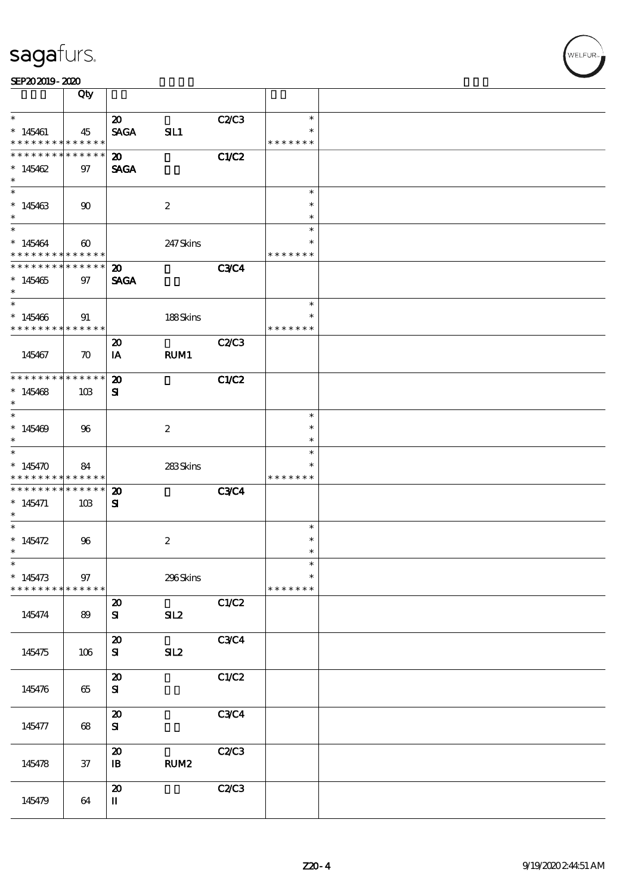| | Qty | | | | | |
|---|---|---|---|---|---|---|
| * | | 20 | | C2/C3 | * | |
| * 145461 | 45 | SAGA | SIL1 | | * | |
| * * * * * * * * * * * * * * | | | | | * * * * * * * | |
| * * * * * * * * * * * * * * | | 20 | | C1/C2 | | |
| * 145462 | 97 | SAGA | | | | |
| * | | | | | | |
| * | | | | | * | |
| * 145463 | 90 | | 2 | | * | |
| * | | | | | * | |
| * | | | | | * | |
| * 145464 | 60 | | 247 Skins | | * | |
| * * * * * * * * * * * * * * | | | | | * * * * * * * | |
| * * * * * * * * * * * * * * | | 20 | | C3/C4 | | |
| * 145465 | 97 | SAGA | | | | |
| * | | | | | | |
| * | | | | | * | |
| * 145466 | 91 | | 188 Skins | | * | |
| * * * * * * * * * * * * * * | | | | | * * * * * * * | |
| | | 20 | | C2/C3 | | |
| 145467 | 70 | IA | RUM1 | | | |
| * * * * * * * * * * * * * * | | 20 | | C1/C2 | | |
| * 145468 | 103 | SI | | | | |
| * | | | | | | |
| * | | | | | * | |
| * 145469 | 96 | | 2 | | * | |
| * | | | | | * | |
| * | | | | | * | |
| * 145470 | 84 | | 283 Skins | | * | |
| * * * * * * * * * * * * * * | | | | | * * * * * * * | |
| * * * * * * * * * * * * * * | | 20 | | C3/C4 | | |
| * 145471 | 103 | SI | | | | |
| * | | | | | | |
| * | | | | | * | |
| * 145472 | 96 | | 2 | | * | |
| * | | | | | * | |
| * | | | | | * | |
| * 145473 | 97 | | 296 Skins | | * | |
| * * * * * * * * * * * * * * | | | | | * * * * * * * | |
| | | 20 | | C1/C2 | | |
| 145474 | 89 | SI | SIL2 | | | |
| | | 20 | | C3/C4 | | |
| 145475 | 106 | SI | SIL2 | | | |
| | | 20 | | C1/C2 | | |
| 145476 | 65 | SI | | | | |
| | | 20 | | C3/C4 | | |
| 145477 | 68 | SI | | | | |
| | | 20 | | C2/C3 | | |
| 145478 | 37 | IB | RUM2 | | | |
| | | 20 | | C2/C3 | | |
| 145479 | 64 | II | | | | |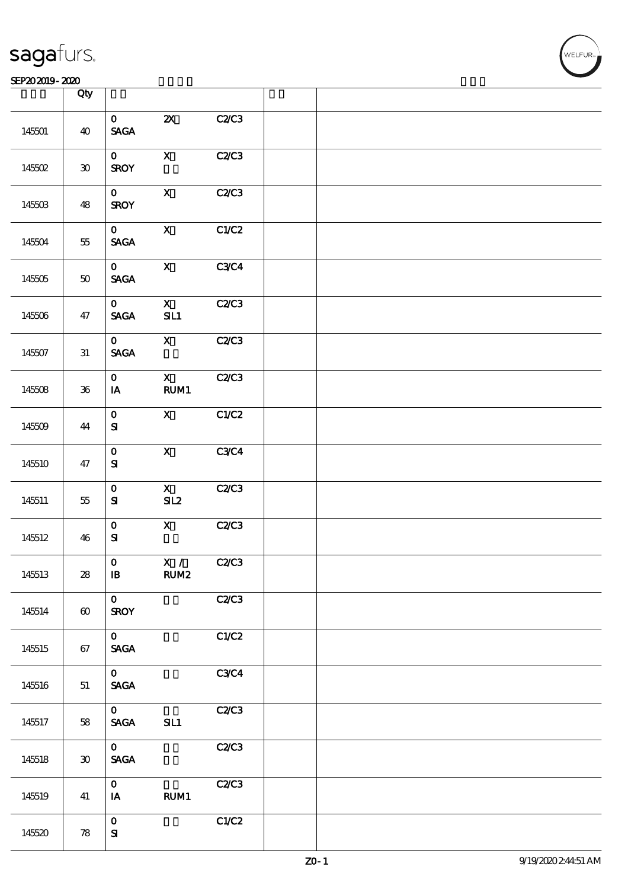| | Qty | | | | | |
|---|---|---|---|---|---|---|
| 145501 | 40 | 0<br>SAGA | 2X | C2/C3 | | |
| 145502 | 30 | 0<br>SROY | X | C2/C3 | | |
| 145503 | 48 | 0<br>SROY | X | C2/C3 | | |
| 145504 | 55 | 0<br>SAGA | X | C1/C2 | | |
| 145505 | 50 | 0<br>SAGA | X | C3/C4 | | |
| 145506 | 47 | 0<br>SAGA | X<br>SIL1 | C2/C3 | | |
| 145507 | 31 | 0<br>SAGA | X | C2/C3 | | |
| 145508 | 36 | 0<br>IA | X<br>RUM1 | C2/C3 | | |
| 145509 | 44 | 0<br>SI | X | C1/C2 | | |
| 145510 | 47 | 0<br>SI | X | C3/C4 | | |
| 145511 | 55 | 0<br>SI | X<br>SIL2 | C2/C3 | | |
| 145512 | 46 | 0<br>SI | X | C2/C3 | | |
| 145513 | 28 | 0<br>IB | X /<br>RUM2 | C2/C3 | | |
| 145514 | 60 | 0<br>SROY | | C2/C3 | | |
| 145515 | 67 | 0<br>SAGA | | C1/C2 | | |
| 145516 | 51 | 0<br>SAGA | | C3/C4 | | |
| 145517 | 58 | 0<br>SAGA | SIL1 | C2/C3 | | |
| 145518 | 30 | 0<br>SAGA | | C2/C3 | | |
| 145519 | 41 | 0<br>IA | RUM1 | C2/C3 | | |
| 145520 | 78 | 0<br>SI | | C1/C2 | | |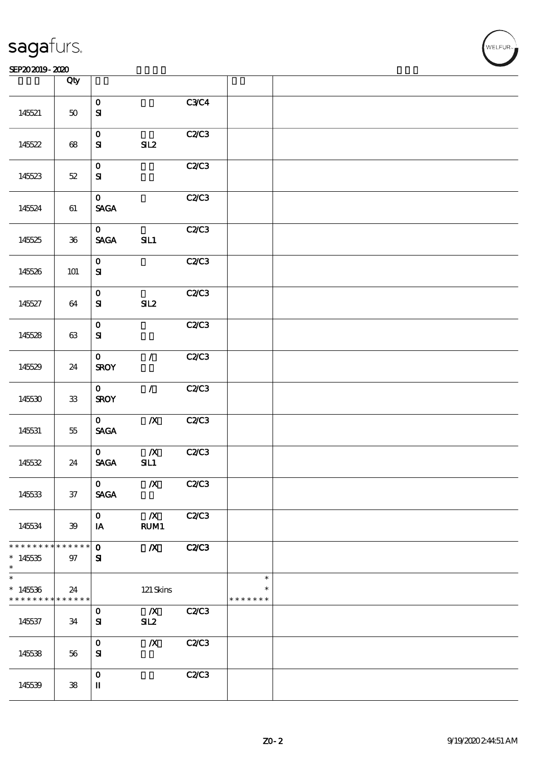sagafurs.

SEP20 2019 - 2020

| | Qty | | | | | |
|---|---|---|---|---|---|---|
| 145521 | 50 | 0<br>SI | | C3/C4 | | |
| 145522 | 68 | 0<br>SI | SIL2 | C2/C3 | | |
| 145523 | 52 | 0<br>SI | | C2/C3 | | |
| 145524 | 61 | 0<br>SAGA | | C2/C3 | | |
| 145525 | 36 | 0<br>SAGA | SIL1 | C2/C3 | | |
| 145526 | 101 | 0<br>SI | | C2/C3 | | |
| 145527 | 64 | 0<br>SI | SIL2 | C2/C3 | | |
| 145528 | 63 | 0<br>SI | | C2/C3 | | |
| 145529 | 24 | 0<br>SROY | / | C2/C3 | | |
| 145530 | 33 | 0<br>SROY | / | C2/C3 | | |
| 145531 | 55 | 0<br>SAGA | /X | C2/C3 | | |
| 145532 | 24 | 0<br>SAGA | /X<br>SIL1 | C2/C3 | | |
| 145533 | 37 | 0<br>SAGA | /X | C2/C3 | | |
| 145534 | 39 | 0<br>IA | /X<br>RUM1 | C2/C3 | | |
| * * * * * * * * * * * * * *<br>* 145535<br>* | 97 | 0<br>SI | /X | C2/C3 | | |
| *<br>* 145536<br>* * * * * * * * * * * * * * | 24 | | 121 Skins | | *<br>*<br>* * * * * * * | |
| 145537 | 34 | 0<br>SI | /X<br>SIL2 | C2/C3 | | |
| 145538 | 56 | 0<br>SI | /X | C2/C3 | | |
| 145539 | 38 | 0<br>II | | C2/C3 | | |

ZO-2 9/19/2020 2:44:51 AM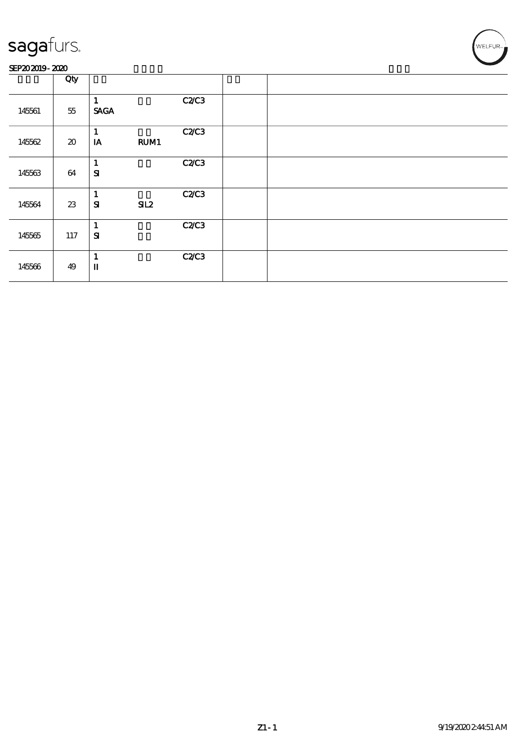SEP20 2019 - 2020

| | Qty | | | | | |
|---|---|---|---|---|---|---|
| 145561 | 55 | 1<br>SAGA | | C2/C3 | | |
| 145562 | 20 | 1<br>IA | RUM1 | C2/C3 | | |
| 145563 | 64 | 1<br>SI | | C2/C3 | | |
| 145564 | 23 | 1<br>SI | SIL2 | C2/C3 | | |
| 145565 | 117 | 1<br>SI | | C2/C3 | | |
| 145566 | 49 | 1<br>II | | C2/C3 | | |

Z1 - 1 9/19/2020 2:44:51 AM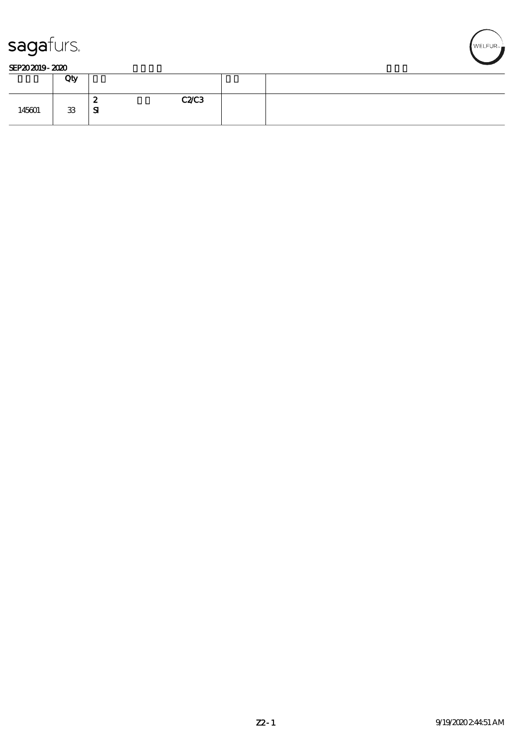**SEP20 2019 - 2020**

| | Qty | | | |
|---|---|---|---|---|
| 145601 | 33 | 2 C2/C3<br>SI | | |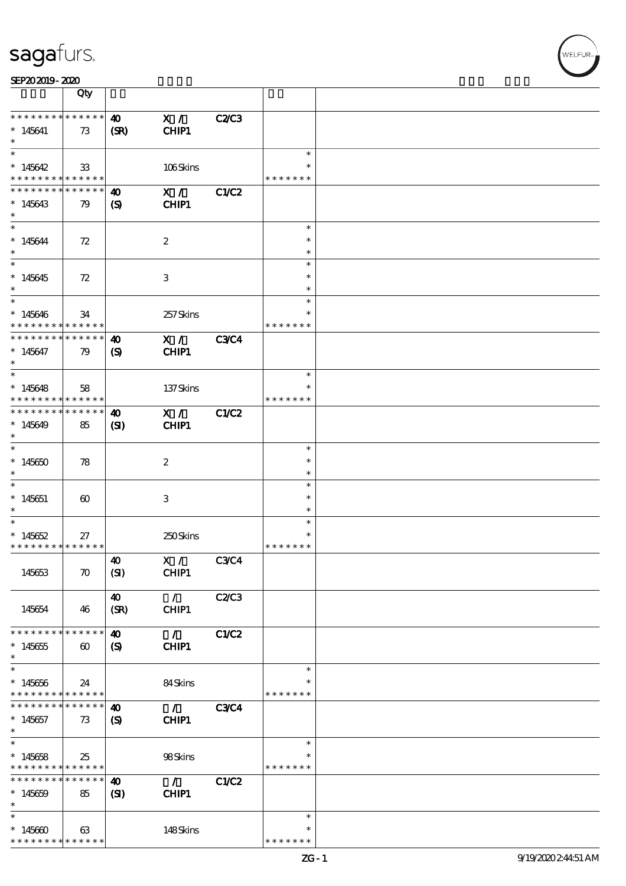| | Qty | | | | | |
|---|---|---|---|---|---|---|
| * * * * * * * * * * * * * * | 40 | X / | C2/C3 | | |
| * 145641 | 73 | (SR) | CHIP1 | | | |
| * | | | | | | |
| * | | | | | * | |
| * 145642 | 33 | | 106 Skins | | * | |
| * * * * * * * * * * * * * * | | | | | * * * * * * * | |
| * * * * * * * * * * * * * * | 40 | X / | C1/C2 | | |
| * 145643 | 79 | (S) | CHIP1 | | | |
| * | | | | | | |
| * | | | | | * | |
| * 145644 | 72 | | 2 | | * | |
| * | | | | | * | |
| * | | | | | * | |
| * 145645 | 72 | | 3 | | * | |
| * | | | | | * | |
| * | | | | | * | |
| * 145646 | 34 | | 257 Skins | | * | |
| * * * * * * * * * * * * * * | | | | | * * * * * * * | |
| * * * * * * * * * * * * * * | 40 | X / | C3/C4 | | |
| * 145647 | 79 | (S) | CHIP1 | | | |
| * | | | | | | |
| * | | | | | * | |
| * 145648 | 58 | | 137 Skins | | * | |
| * * * * * * * * * * * * * * | | | | | * * * * * * * | |
| * * * * * * * * * * * * * * | 40 | X / | C1/C2 | | |
| * 145649 | 85 | (SI) | CHIP1 | | | |
| * | | | | | | |
| * | | | | | * | |
| * 145650 | 78 | | 2 | | * | |
| * | | | | | * | |
| * | | | | | * | |
| * 145651 | 60 | | 3 | | * | |
| * | | | | | * | |
| * | | | | | * | |
| * 145652 | 27 | | 250 Skins | | * | |
| * * * * * * * * * * * * * * | | | | | * * * * * * * | |
| 145653 | 70 | 40 (SI) | X / CHIP1 | C3/C4 | | |
| 145654 | 46 | 40 (SR) | / CHIP1 | C2/C3 | | |
| * * * * * * * * * * * * * * | 40 | / | C1/C2 | | |
| * 145655 | 60 | (S) | CHIP1 | | | |
| * | | | | | | |
| * | | | | | * | |
| * 145656 | 24 | | 84 Skins | | * | |
| * * * * * * * * * * * * * * | | | | | * * * * * * * | |
| * * * * * * * * * * * * * * | 40 | / | C3/C4 | | |
| * 145657 | 73 | (S) | CHIP1 | | | |
| * | | | | | | |
| * | | | | | * | |
| * 145658 | 25 | | 98 Skins | | * | |
| * * * * * * * * * * * * * * | | | | | * * * * * * * | |
| * * * * * * * * * * * * * * | 40 | / | C1/C2 | | |
| * 145659 | 85 | (SI) | CHIP1 | | | |
| * | | | | | | |
| * | | | | | * | |
| * 145660 | 63 | | 148 Skins | | * | |
| * * * * * * * * * * * * * * | | | | | * * * * * * * | |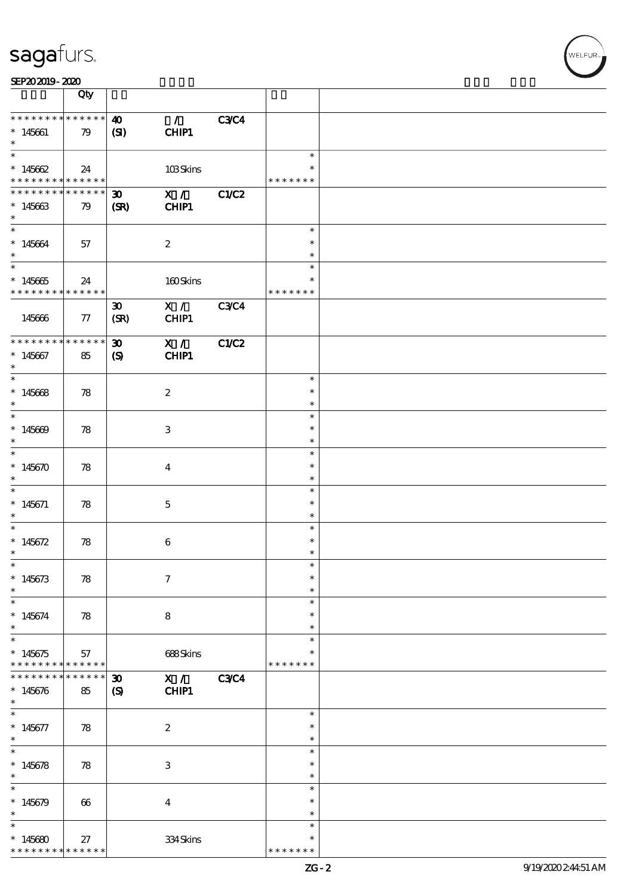| | Qty | | | | | |
|---|---|---|---|---|---|---|
| * * * * * * * * * * * * * * | 40 | / | C3/C4 | | | |
| * 145661 | 79 | (SI) | CHIP1 | | | |
| * | | | | | | |
| * 145662 | 24 | | 103 Skins | | * | |
| * * * * * * * * * * * * * * | | | | | * * * * * * * | |
| * * * * * * * * * * * * * * | 30 | X / | C1/C2 | | | |
| * 145663 | 79 | (SR) | CHIP1 | | | |
| * 145664 | 57 | | 2 | | * | |
| * 145665 | 24 | | 160 Skins | | * | |
| * * * * * * * * * * * * * * | | | | | * * * * * * * | |
| | | 30 | X / | C3/C4 | | |
| 145666 | 77 | (SR) | CHIP1 | | | |
| * * * * * * * * * * * * * * | 30 | X / | C1/C2 | | | |
| * 145667 | 85 | (S) | CHIP1 | | | |
| * 145668 | 78 | | 2 | | * | |
| * 145669 | 78 | | 3 | | * | |
| * 145670 | 78 | | 4 | | * | |
| * 145671 | 78 | | 5 | | * | |
| * 145672 | 78 | | 6 | | * | |
| * 145673 | 78 | | 7 | | * | |
| * 145674 | 78 | | 8 | | * | |
| * 145675 | 57 | | 688 Skins | | * | |
| * * * * * * * * * * * * * * | | | | | * * * * * * * | |
| * * * * * * * * * * * * * * | 30 | X / | C3/C4 | | | |
| * 145676 | 85 | (S) | CHIP1 | | | |
| * 145677 | 78 | | 2 | | * | |
| * 145678 | 78 | | 3 | | * | |
| * 145679 | 66 | | 4 | | * | |
| * 145680 | 27 | | 334 Skins | | * | |
| * * * * * * * * * * * * * * | | | | | * * * * * * * | |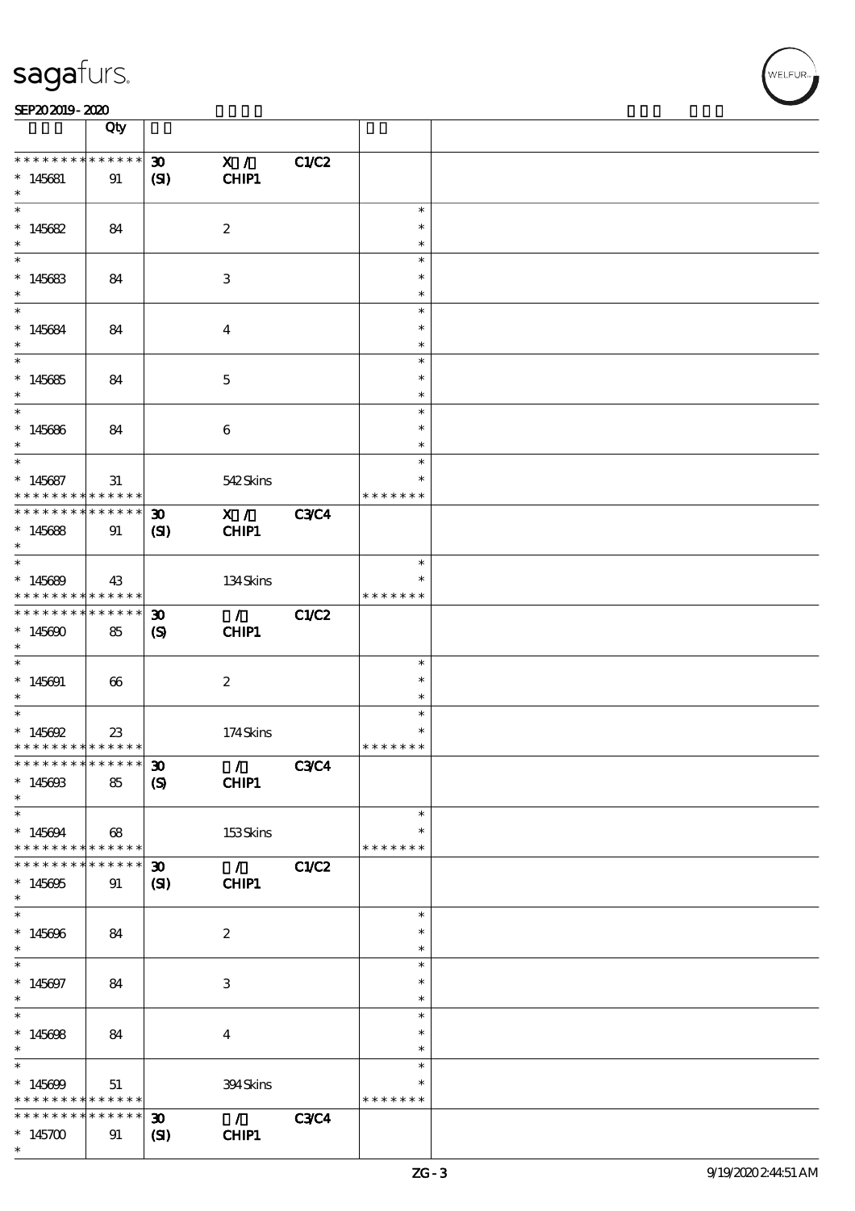| | Qty | | | | | |
|---|---|---|---|---|---|---|
| ************** | | 30 | X / | C1/C2 | | |
| * 145681 | 91 | (SI) | CHIP1 | | | |
| * | | | | | | |
| * 145682 | 84 | | 2 | | * | |
| * 145683 | 84 | | 3 | | * | |
| * 145684 | 84 | | 4 | | * | |
| * 145685 | 84 | | 5 | | * | |
| * 145686 | 84 | | 6 | | * | |
| * 145687 | 31 | | 542 Skins | | * | |
| ************** | | | | | ******* | |
| ************** | | 30 | X / | C3/C4 | | |
| * 145688 | 91 | (SI) | CHIP1 | | | |
| * 145689 | 43 | | 134 Skins | | * | |
| ************** | | | | | ******* | |
| ************** | | 30 | / | C1/C2 | | |
| * 145690 | 85 | (S) | CHIP1 | | | |
| * 145691 | 66 | | 2 | | * | |
| * 145692 | 23 | | 174 Skins | | * | |
| ************** | | | | | ******* | |
| ************** | | 30 | / | C3/C4 | | |
| * 145693 | 85 | (S) | CHIP1 | | | |
| * 145694 | 68 | | 153 Skins | | * | |
| ************** | | | | | ******* | |
| ************** | | 30 | / | C1/C2 | | |
| * 145695 | 91 | (SI) | CHIP1 | | | |
| * 145696 | 84 | | 2 | | * | |
| * 145697 | 84 | | 3 | | * | |
| * 145698 | 84 | | 4 | | * | |
| * 145699 | 51 | | 394 Skins | | * | |
| ************** | | | | | ******* | |
| ************** | | 30 | / | C3/C4 | | |
| * 145700 | 91 | (SI) | CHIP1 | | | |
| * | | | | | | |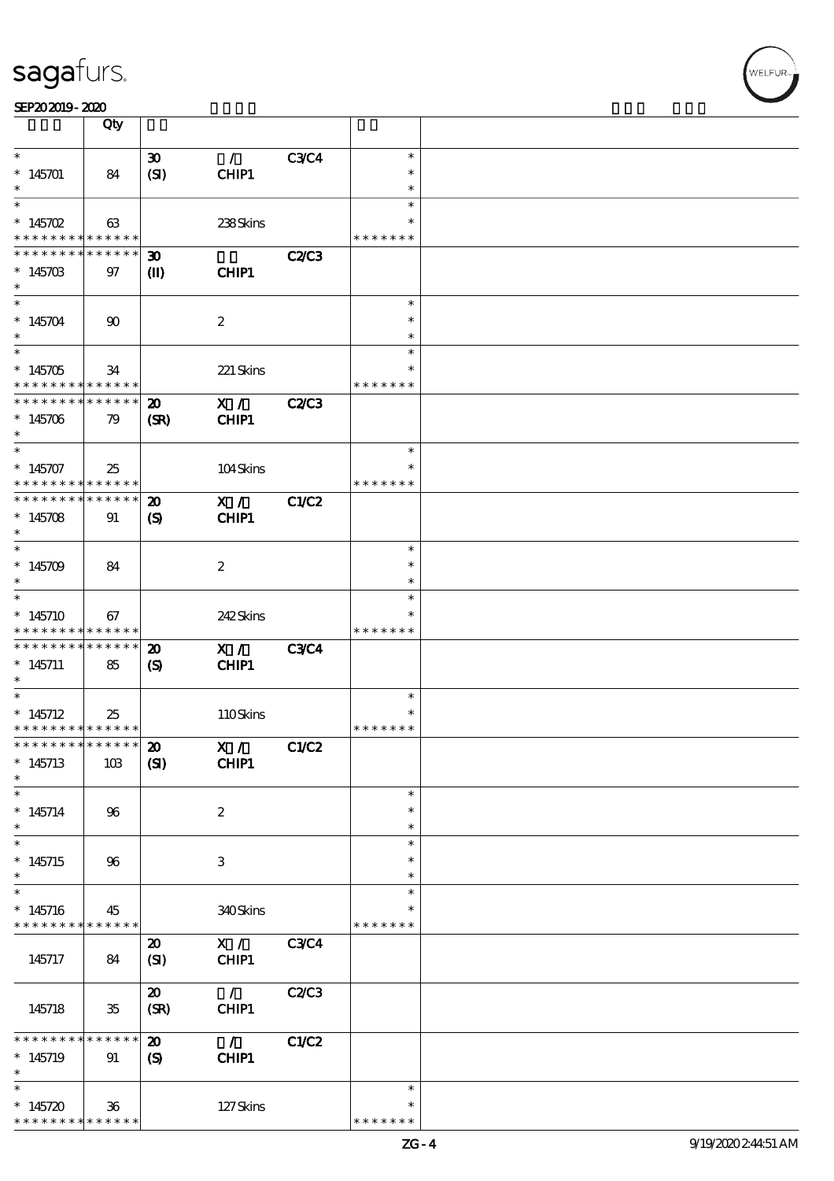sagafurs.

SEP20 2019 - 2020

| | Qty | | | | | |
|---|---|---|---|---|---|---|
| * | | 30 | / | C3/C4 | * | |
| * 145701 | 84 | (SI) | CHIP1 | | * | |
| * | | | | | * | |
| * | | | | | * | |
| * 145702 | 63 | | 238 Skins | | * | |
| * * * * * * * * * * * * * * | | | | | * * * * * * * | |
| * * * * * * * * * * * * * * | | 30 | | C2/C3 | | |
| * 145703 | 97 | (II) | CHIP1 | | | |
| * | | | | | | |
| * | | | | | * | |
| * 145704 | 90 | | 2 | | * | |
| * | | | | | * | |
| * | | | | | * | |
| * 145705 | 34 | | 221 Skins | | * | |
| * * * * * * * * * * * * * * | | | | | * * * * * * * | |
| * * * * * * * * * * * * * * | | 20 | X / | C2/C3 | | |
| * 145706 | 79 | (SR) | CHIP1 | | | |
| * | | | | | | |
| * | | | | | * | |
| * 145707 | 25 | | 104 Skins | | * | |
| * * * * * * * * * * * * * * | | | | | * * * * * * * | |
| * * * * * * * * * * * * * * | | 20 | X / | C1/C2 | | |
| * 145708 | 91 | (S) | CHIP1 | | | |
| * | | | | | | |
| * | | | | | * | |
| * 145709 | 84 | | 2 | | * | |
| * | | | | | * | |
| * | | | | | * | |
| * 145710 | 67 | | 242 Skins | | * | |
| * * * * * * * * * * * * * * | | | | | * * * * * * * | |
| * * * * * * * * * * * * * * | | 20 | X / | C3/C4 | | |
| * 145711 | 85 | (S) | CHIP1 | | | |
| * | | | | | | |
| * | | | | | * | |
| * 145712 | 25 | | 110 Skins | | * | |
| * * * * * * * * * * * * * * | | | | | * * * * * * * | |
| * * * * * * * * * * * * * * | | 20 | X / | C1/C2 | | |
| * 145713 | 103 | (SI) | CHIP1 | | | |
| * | | | | | | |
| * | | | | | * | |
| * 145714 | 96 | | 2 | | * | |
| * | | | | | * | |
| * | | | | | * | |
| * 145715 | 96 | | 3 | | * | |
| * | | | | | * | |
| * | | | | | * | |
| * 145716 | 45 | | 340 Skins | | * | |
| * * * * * * * * * * * * * * | | | | | * * * * * * * | |
| 145717 | 84 | 20 (SI) | X / CHIP1 | C3/C4 | | |
| 145718 | 35 | 20 (SR) | / CHIP1 | C2/C3 | | |
| * * * * * * * * * * * * * * | | 20 | / | C1/C2 | | |
| * 145719 | 91 | (S) | CHIP1 | | | |
| * | | | | | | |
| * | | | | | * | |
| * 145720 | 36 | | 127 Skins | | * | |
| * * * * * * * * * * * * * * | | | | | * * * * * * * | |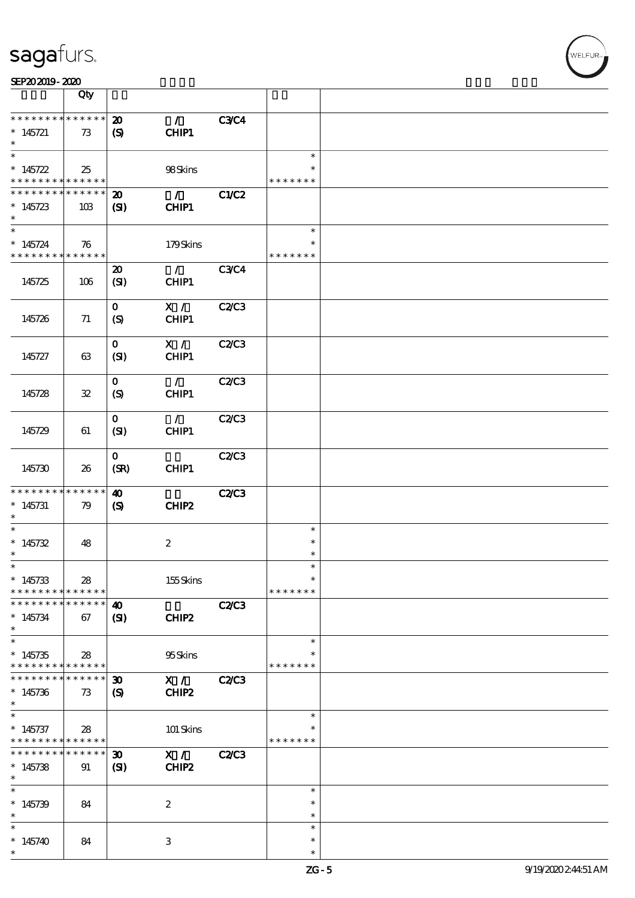| | Qty | | | | | |
|---|---|---|---|---|---|---|
| * * * * * * * * * * * * * * | 20 | / | C3/C4 | | |
| * 145721 | 73 | (S) | CHIP1 | | | |
| * | | | | | | |
| * | | | | | * | |
| * 145722 | 25 | | 98 Skins | | * | |
| * * * * * * * * * * * * * * | | | | | * * * * * * * | |
| * * * * * * * * * * * * * * | | 20 | / | C1/C2 | | |
| * 145723 | 103 | (SI) | CHIP1 | | | |
| * | | | | | | |
| * | | | | | * | |
| * 145724 | 76 | | 179 Skins | | * | |
| * * * * * * * * * * * * * * | | | | | * * * * * * * | |
| | | 20 | / | C3/C4 | | |
| 145725 | 106 | (SI) | CHIP1 | | | |
| | | 0 | X / | C2/C3 | | |
| 145726 | 71 | (S) | CHIP1 | | | |
| | | 0 | X / | C2/C3 | | |
| 145727 | 63 | (SI) | CHIP1 | | | |
| | | 0 | / | C2/C3 | | |
| 145728 | 32 | (S) | CHIP1 | | | |
| | | 0 | / | C2/C3 | | |
| 145729 | 61 | (SI) | CHIP1 | | | |
| | | 0 | | C2/C3 | | |
| 145730 | 26 | (SR) | CHIP1 | | | |
| * * * * * * * * * * * * * * | | 40 | | C2/C3 | | |
| * 145731 | 79 | (S) | CHIP2 | | | |
| * | | | | | | |
| * | | | | | * | |
| * 145732 | 48 | | 2 | | * | |
| * | | | | | * | |
| * | | | | | * | |
| * 145733 | 28 | | 155 Skins | | * | |
| * * * * * * * * * * * * * * | | | | | * * * * * * * | |
| * * * * * * * * * * * * * * | | 40 | | C2/C3 | | |
| * 145734 | 67 | (SI) | CHIP2 | | | |
| * | | | | | | |
| * | | | | | * | |
| * 145735 | 28 | | 95 Skins | | * | |
| * * * * * * * * * * * * * * | | | | | * * * * * * * | |
| * * * * * * * * * * * * * * | | 30 | X / | C2/C3 | | |
| * 145736 | 73 | (S) | CHIP2 | | | |
| * | | | | | | |
| * | | | | | * | |
| * 145737 | 28 | | 101 Skins | | * | |
| * * * * * * * * * * * * * * | | | | | * * * * * * * | |
| * * * * * * * * * * * * * * | | 30 | X / | C2/C3 | | |
| * 145738 | 91 | (SI) | CHIP2 | | | |
| * | | | | | | |
| * | | | | | * | |
| * 145739 | 84 | | 2 | | * | |
| * | | | | | * | |
| * | | | | | * | |
| * 145740 | 84 | | 3 | | * | |
| * | | | | | * | |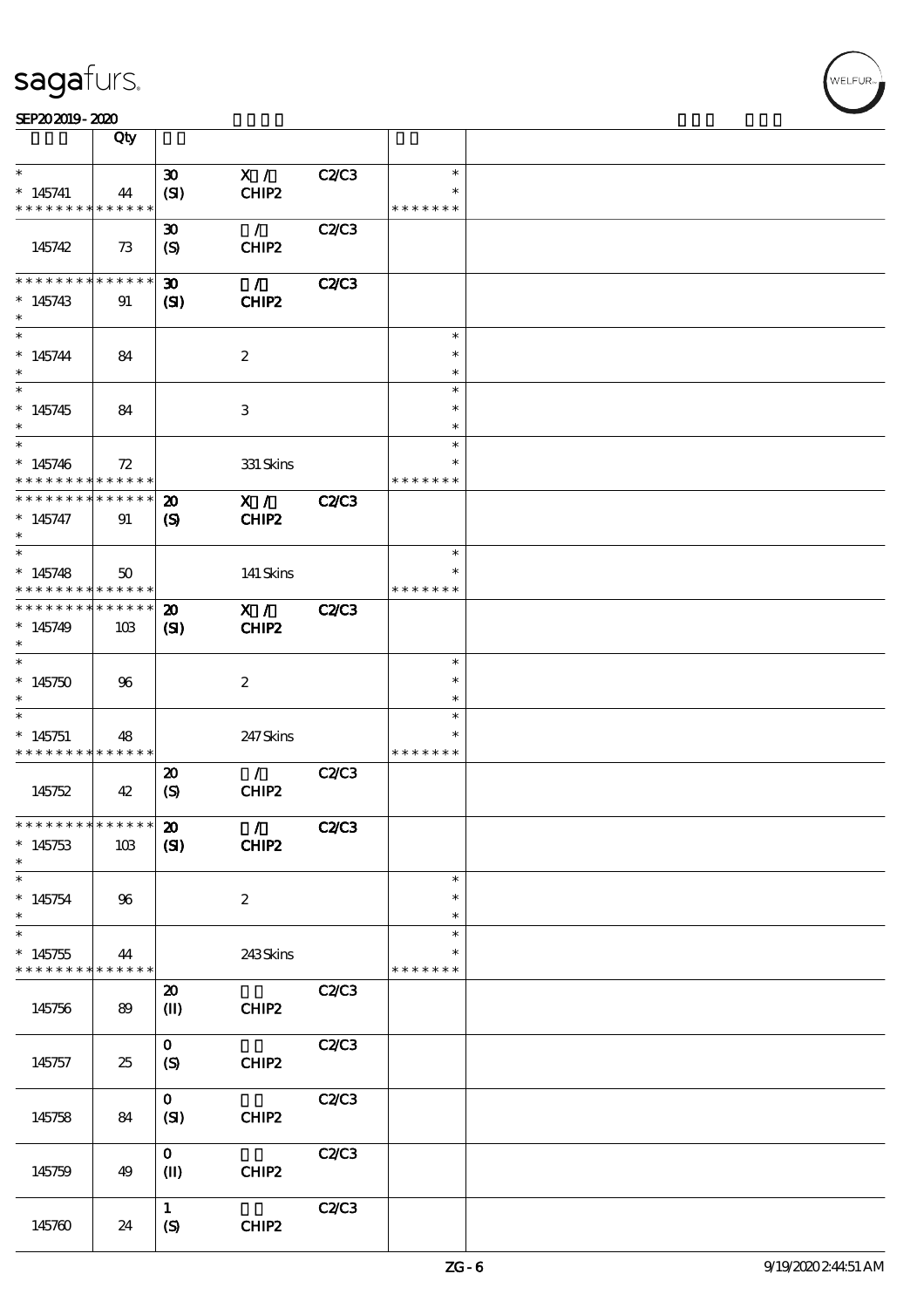sagafurs.

SEP20 2019 - 2020

| | Qty | | | | | |
|---|---|---|---|---|---|---|
| * <br> * 145741 <br> * * * * * * * * * * * * * * | 44 | 30 <br> (SI) | X / <br> CHIP2 | C2/C3 | * <br> * <br> * * * * * * * | |
| 145742 | 73 | 30 <br> (S) | / <br> CHIP2 | C2/C3 | | |
| * * * * * * * * * * * * * * <br> * 145743 <br> * | 91 | **30** <br> **(SI)** | **/** <br> **CHIP2** | **C2/C3** | | |
| * <br> * 145744 <br> * | 84 | | 2 | | * <br> * <br> * | |
| * <br> * 145745 <br> * | 84 | | 3 | | * <br> * <br> * | |
| * <br> * 145746 <br> * * * * * * * * * * * * * * | 72 | | 331 Skins | | * <br> * <br> * * * * * * * | |
| * * * * * * * * * * * * * * <br> * 145747 <br> * | 91 | **20** <br> **(S)** | **X /** <br> **CHIP2** | **C2/C3** | | |
| * <br> * 145748 <br> * * * * * * * * * * * * * * | 50 | | 141 Skins | | * <br> * <br> * * * * * * * | |
| * * * * * * * * * * * * * * <br> * 145749 <br> * | 103 | **20** <br> **(SI)** | **X /** <br> **CHIP2** | **C2/C3** | | |
| * <br> * 145750 <br> * | 96 | | 2 | | * <br> * <br> * | |
| * <br> * 145751 <br> * * * * * * * * * * * * * * | 48 | | 247 Skins | | * <br> * <br> * * * * * * * | |
| 145752 | 42 | 20 <br> (S) | / <br> CHIP2 | C2/C3 | | |
| * * * * * * * * * * * * * * <br> * 145753 <br> * | 103 | **20** <br> **(SI)** | **/** <br> **CHIP2** | **C2/C3** | | |
| * <br> * 145754 <br> * | 96 | | 2 | | * <br> * <br> * | |
| * <br> * 145755 <br> * * * * * * * * * * * * * * | 44 | | 243 Skins | | * <br> * <br> * * * * * * * | |
| 145756 | 89 | 20 <br> (II) | CHIP2 | C2/C3 | | |
| 145757 | 25 | 0 <br> (S) | CHIP2 | C2/C3 | | |
| 145758 | 84 | 0 <br> (SI) | CHIP2 | C2/C3 | | |
| 145759 | 49 | 0 <br> (II) | CHIP2 | C2/C3 | | |
| 145760 | 24 | 1 <br> (S) | CHIP2 | C2/C3 | | |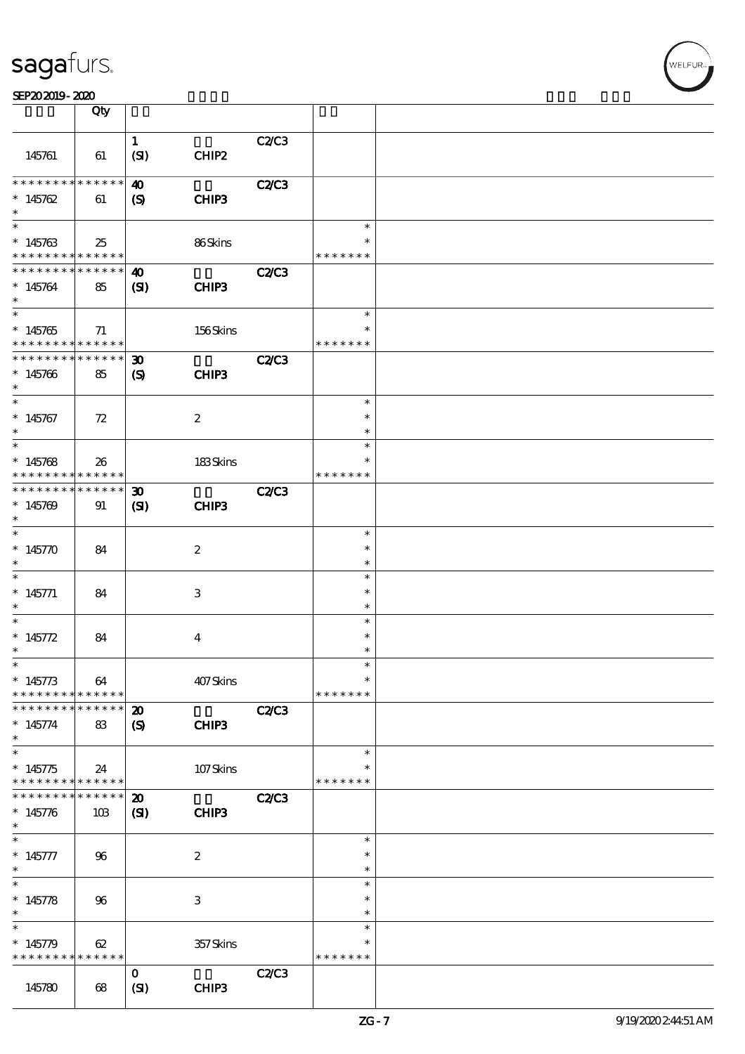| | Qty | | | | | |
|---|---|---|---|---|---|---|
| 145761 | 61 | 1<br>(SI) | CHIP2 | C2/C3 | | |
| * * * * * * * * * * * * * *<br>* 145762<br>* | 61 | 40<br>(S) | CHIP3 | C2/C3 | | |
| *<br>* 145763<br>* * * * * * * * * * * * * * | 25 | | 86 Skins | | *<br>*<br>* * * * * * * | |
| * * * * * * * * * * * * * *<br>* 145764<br>* | 85 | 40<br>(SI) | CHIP3 | C2/C3 | | |
| *<br>* 145765<br>* * * * * * * * * * * * * * | 71 | | 156 Skins | | *<br>*<br>* * * * * * * | |
| * * * * * * * * * * * * * *<br>* 145766<br>* | 85 | 30<br>(S) | CHIP3 | C2/C3 | | |
| *<br>* 145767<br>* | 72 | | 2 | | *<br>*<br>* | |
| *<br>* 145768<br>* * * * * * * * * * * * * * | 26 | | 183 Skins | | *<br>*<br>* * * * * * * | |
| * * * * * * * * * * * * * *<br>* 145769<br>* | 91 | 30<br>(SI) | CHIP3 | C2/C3 | | |
| *<br>* 145770<br>* | 84 | | 2 | | *<br>*<br>* | |
| *<br>* 145771<br>* | 84 | | 3 | | *<br>*<br>* | |
| *<br>* 145772<br>* | 84 | | 4 | | *<br>*<br>* | |
| *<br>* 145773<br>* * * * * * * * * * * * * * | 64 | | 407 Skins | | *<br>*<br>* * * * * * * | |
| * * * * * * * * * * * * * *<br>* 145774<br>* | 83 | 20<br>(S) | CHIP3 | C2/C3 | | |
| *<br>* 145775<br>* * * * * * * * * * * * * * | 24 | | 107 Skins | | *<br>*<br>* * * * * * * | |
| * * * * * * * * * * * * * *<br>* 145776<br>* | 103 | 20<br>(SI) | CHIP3 | C2/C3 | | |
| *<br>* 145777<br>* | 96 | | 2 | | *<br>*<br>* | |
| *<br>* 145778<br>* | 96 | | 3 | | *<br>*<br>* | |
| *<br>* 145779<br>* * * * * * * * * * * * * * | 62 | | 357 Skins | | *<br>*<br>* * * * * * * | |
| 145780 | 68 | 0<br>(SI) | CHIP3 | C2/C3 | | |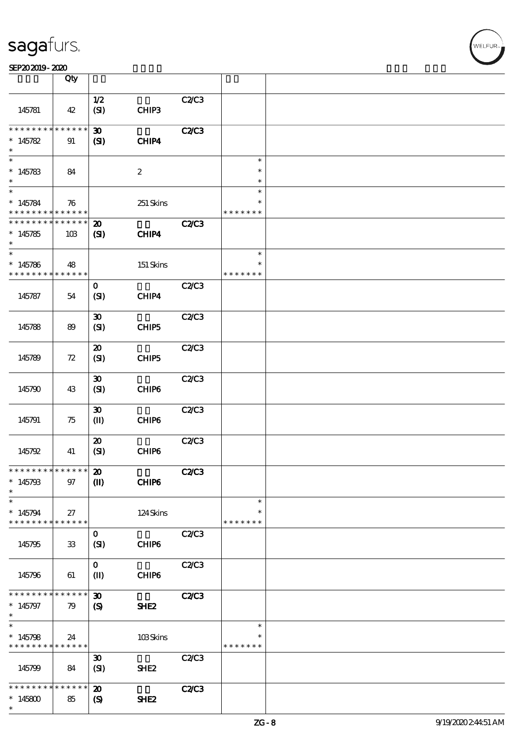# sagafurs.

SEP20 2019 - 2020

| | Qty | | | | | |
|---|---|---|---|---|---|---|
| 145781 | 42 | 1/2 (SI) | CHIP3 | C2/C3 | | |
| * * * * * * * * * * * * * * 145782 * | 91 | 30 (SI) | CHIP4 | C2/C3 | | |
| * * 145783 * | 84 | | 2 | | * * * | |
| * * 145784 * * * * * * * * * * * * * * | 76 | | 251 Skins | | * * * * * * * * | |
| * * * * * * * * * * * * * * 145785 * | 103 | 20 (SI) | CHIP4 | C2/C3 | | |
| * * 145786 * * * * * * * * * * * * * * | 48 | | 151 Skins | | * * * * * * * * | |
| 145787 | 54 | 0 (SI) | CHIP4 | C2/C3 | | |
| 145788 | 89 | 30 (SI) | CHIP5 | C2/C3 | | |
| 145789 | 72 | 20 (SI) | CHIP5 | C2/C3 | | |
| 145790 | 43 | 30 (SI) | CHIP6 | C2/C3 | | |
| 145791 | 75 | 30 (II) | CHIP6 | C2/C3 | | |
| 145792 | 41 | 20 (SI) | CHIP6 | C2/C3 | | |
| * * * * * * * * * * * * * * 145793 * | 97 | 20 (II) | CHIP6 | C2/C3 | | |
| * * 145794 * * * * * * * * * * * * * * | 27 | | 124 Skins | | * * * * * * * * | |
| 145795 | 33 | 0 (SI) | CHIP6 | C2/C3 | | |
| 145796 | 61 | 0 (II) | CHIP6 | C2/C3 | | |
| * * * * * * * * * * * * * * 145797 * | 79 | 30 (S) | SHE2 | C2/C3 | | |
| * * 145798 * * * * * * * * * * * * * * | 24 | | 103 Skins | | * * * * * * * * | |
| 145799 | 84 | 30 (SI) | SHE2 | C2/C3 | | |
| * * * * * * * * * * * * * * 145800 * | 85 | 20 (S) | SHE2 | C2/C3 | | |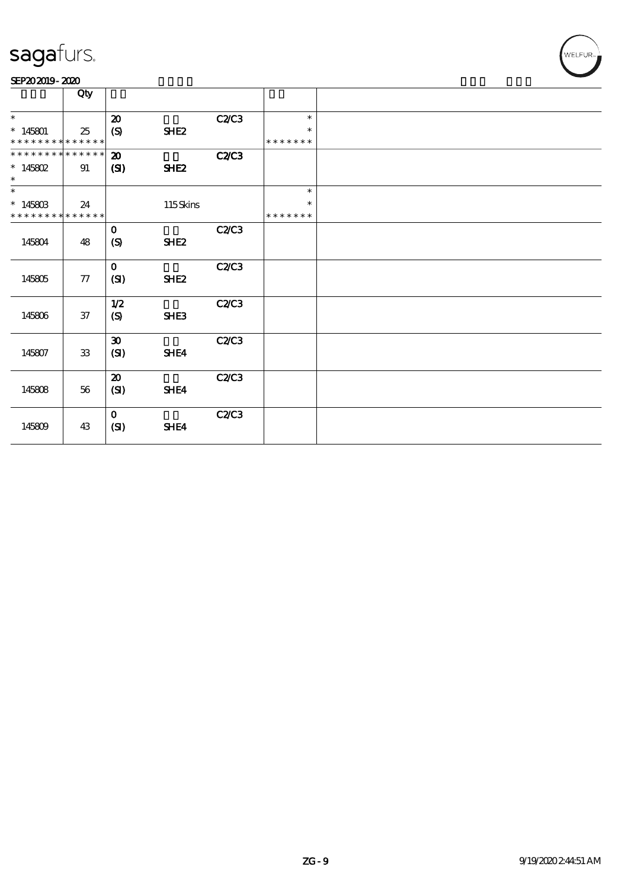sagafurs.

SEP20 2019 - 2020

| | Qty | | | | | |
|---|---|---|---|---|---|---|
| *<br>* 145801<br>* * * * * * * * * * * * * * | 25 | 20<br>(S) | SHE2 | C2/C3 | *<br>*<br>* * * * * * * | |
| * * * * * * * * * * * * * *<br>* 145802<br>* | 91 | 20<br>(SI) | SHE2 | C2/C3 | | |
| *<br>* 145803<br>* * * * * * * * * * * * * * | 24 | | 115 Skins | | *<br>*<br>* * * * * * * | |
| 145804 | 48 | 0<br>(S) | SHE2 | C2/C3 | | |
| 145805 | 77 | 0<br>(SI) | SHE2 | C2/C3 | | |
| 145806 | 37 | 1/2<br>(S) | SHE3 | C2/C3 | | |
| 145807 | 33 | 30<br>(SI) | SHE4 | C2/C3 | | |
| 145808 | 56 | 20<br>(SI) | SHE4 | C2/C3 | | |
| 145809 | 43 | 0<br>(SI) | SHE4 | C2/C3 | | |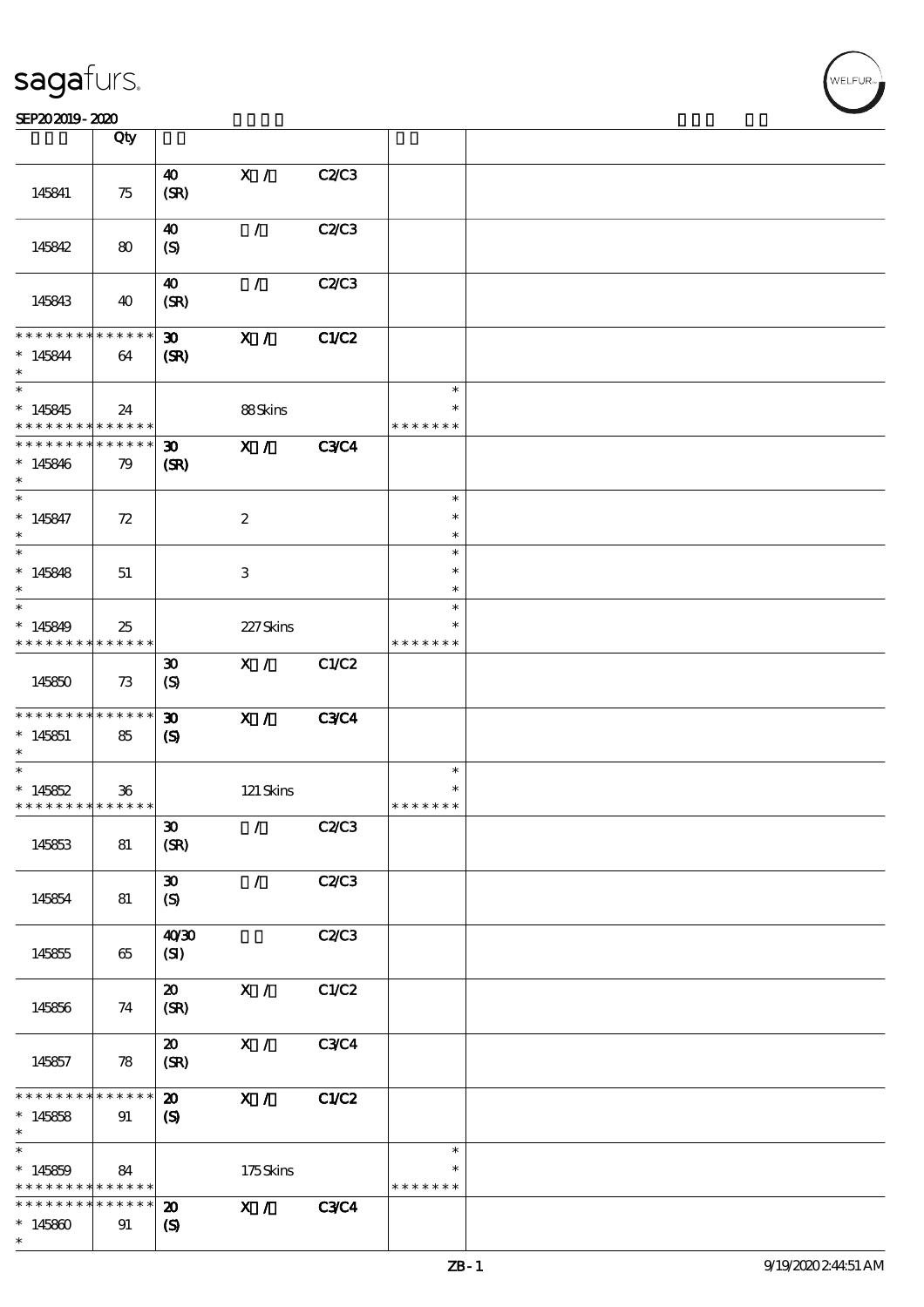| | Qty | | | | | |
|---|---|---|---|---|---|---|
| 145841 | 75 | 40 (SR) | X / | C2/C3 | | |
| 145842 | 80 | 40 (S) | / | C2/C3 | | |
| 145843 | 40 | 40 (SR) | / | C2/C3 | | |
| * * * * * * * * * * * * * * 145844 * | 64 | 30 (SR) | X / | C1/C2 | | |
| * * 145845 * * * * * * * * * * * * * | 24 | | 88 Skins | | * * * * * * * * * | |
| * * * * * * * * * * * * * * 145846 * | 79 | 30 (SR) | X / | C3/C4 | | |
| * * 145847 * | 72 | | 2 | | * * * | |
| * * 145848 * | 51 | | 3 | | * * * | |
| * * 145849 * * * * * * * * * * * * * | 25 | | 227 Skins | | * * * * * * * * * | |
| 145850 | 73 | 30 (S) | X / | C1/C2 | | |
| * * * * * * * * * * * * * * 145851 * | 85 | 30 (S) | X / | C3/C4 | | |
| * * 145852 * * * * * * * * * * * * * | 36 | | 121 Skins | | * * * * * * * * * | |
| 145853 | 81 | 30 (SR) | / | C2/C3 | | |
| 145854 | 81 | 30 (S) | / | C2/C3 | | |
| 145855 | 65 | 40/30 (SI) | | C2/C3 | | |
| 145856 | 74 | 20 (SR) | X / | C1/C2 | | |
| 145857 | 78 | 20 (SR) | X / | C3/C4 | | |
| * * * * * * * * * * * * * * 145858 * | 91 | 20 (S) | X / | C1/C2 | | |
| * * 145859 * * * * * * * * * * * * * | 84 | | 175 Skins | | * * * * * * * * * | |
| * * * * * * * * * * * * * * 145860 * | 91 | 20 (S) | X / | C3/C4 | | |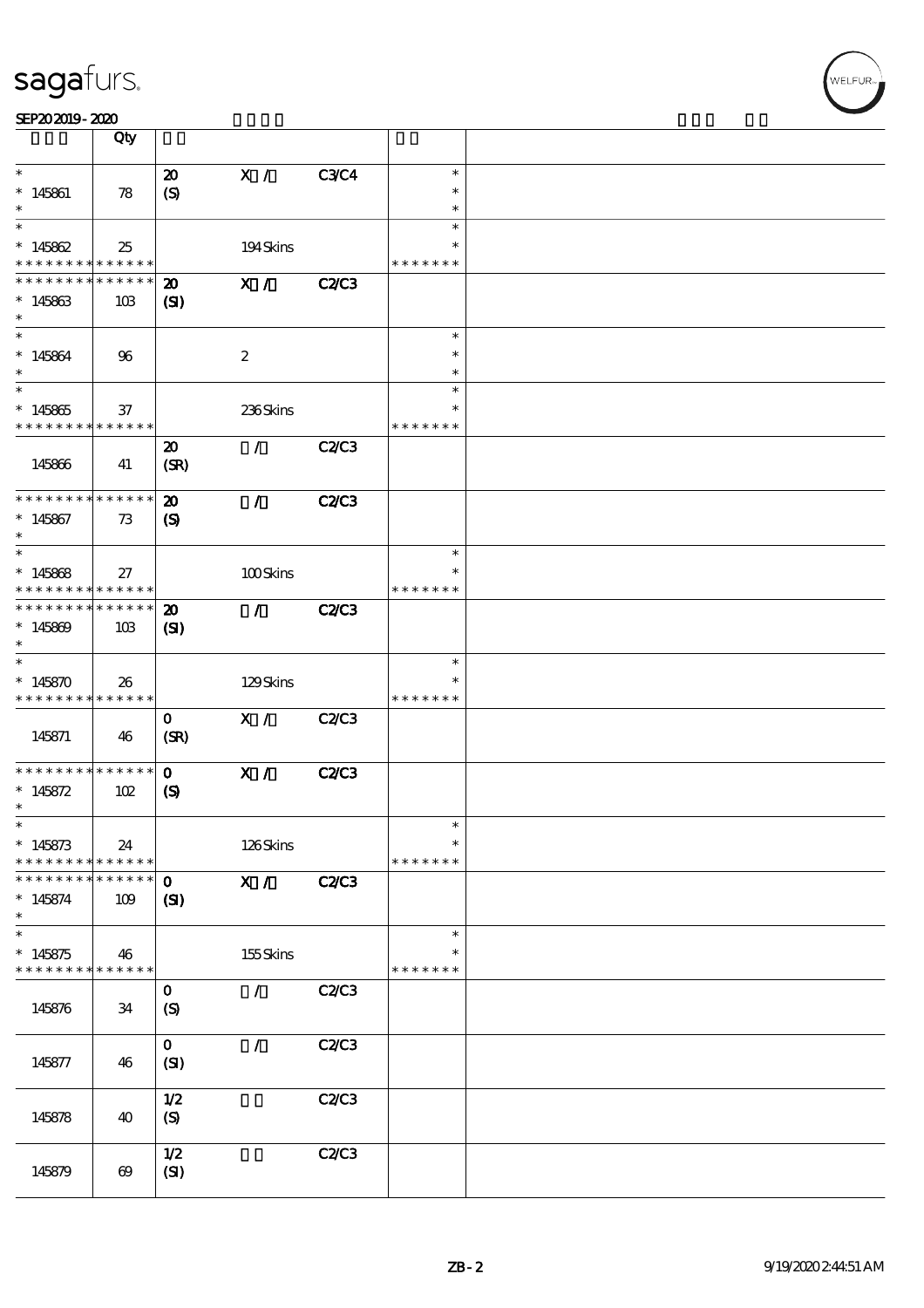sagafurs.

SEP20 2019 - 2020

| | Qty | | | | | |
|---|---|---|---|---|---|---|
| * <br> * 145861 <br> * | 78 | 20 <br> (S) | X / | C3/C4 | * <br> * <br> * | |
| * <br> * 145862 <br> * * * * * * * * * * * * * * | 25 | | 194 Skins | | * <br> * <br> * * * * * * * | |
| * * * * * * * * * * * * * * <br> * 145863 <br> * | 103 | 20 <br> (SI) | X / | C2/C3 | | |
| * <br> * 145864 <br> * | 96 | | 2 | | * <br> * <br> * | |
| * <br> * 145865 <br> * * * * * * * * * * * * * * | 37 | | 236 Skins | | * <br> * <br> * * * * * * * | |
| 145866 | 41 | 20 <br> (SR) | / | C2/C3 | | |
| * * * * * * * * * * * * * * <br> * 145867 <br> * | 73 | 20 <br> (S) | / | C2/C3 | | |
| * <br> * 145868 <br> * * * * * * * * * * * * * * | 27 | | 100 Skins | | * <br> * <br> * * * * * * * | |
| * * * * * * * * * * * * * * <br> * 145869 <br> * | 103 | 20 <br> (SI) | / | C2/C3 | | |
| * <br> * 145870 <br> * * * * * * * * * * * * * * | 26 | | 129 Skins | | * <br> * <br> * * * * * * * | |
| 145871 | 46 | 0 <br> (SR) | X / | C2/C3 | | |
| * * * * * * * * * * * * * * <br> * 145872 <br> * | 102 | 0 <br> (S) | X / | C2/C3 | | |
| * <br> * 145873 <br> * * * * * * * * * * * * * * | 24 | | 126 Skins | | * <br> * <br> * * * * * * * | |
| * * * * * * * * * * * * * * <br> * 145874 <br> * | 109 | 0 <br> (SI) | X / | C2/C3 | | |
| * <br> * 145875 <br> * * * * * * * * * * * * * * | 46 | | 155 Skins | | * <br> * <br> * * * * * * * | |
| 145876 | 34 | 0 <br> (S) | / | C2/C3 | | |
| 145877 | 46 | 0 <br> (SI) | / | C2/C3 | | |
| 145878 | 40 | 1/2 <br> (S) | | C2/C3 | | |
| 145879 | 69 | 1/2 <br> (SI) | | C2/C3 | | |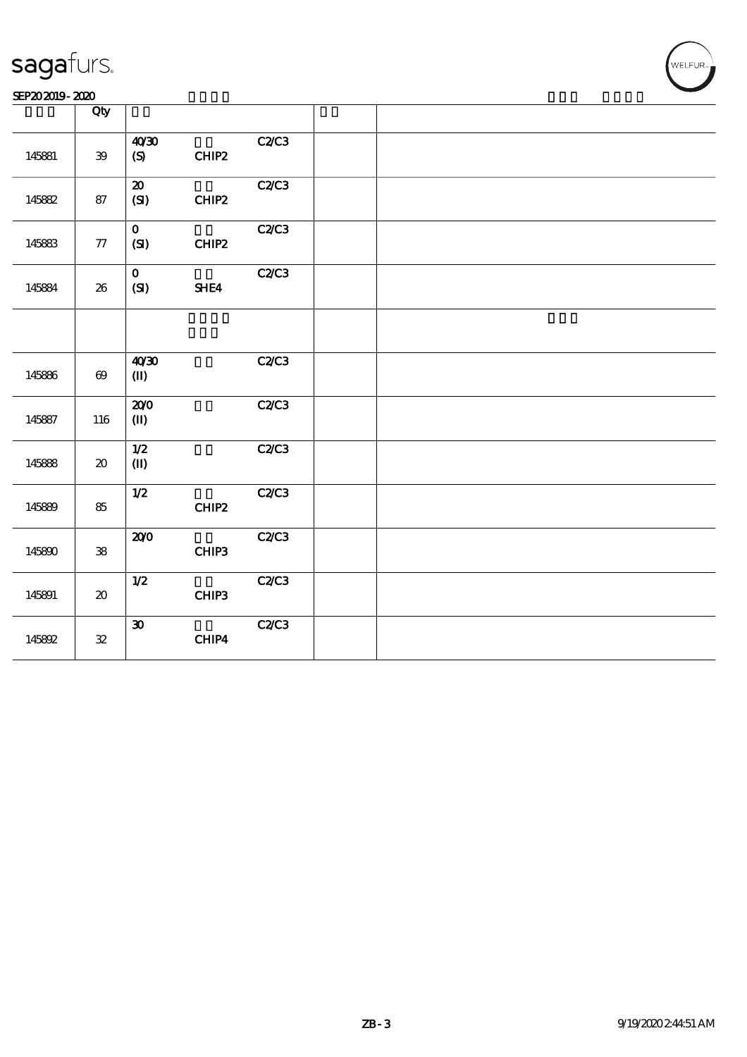| | Qty | | | | |
|---|---|---|---|---|---|
| 145881 | 39 | 40/30<br>(S) CHIP2 | C2/C3 | | |
| 145882 | 87 | 20<br>(SI) CHIP2 | C2/C3 | | |
| 145883 | 77 | 0<br>(SI) CHIP2 | C2/C3 | | |
| 145884 | 26 | 0<br>(SI) SHE4 | C2/C3 | | |
| | | | | | |
| 145886 | 69 | 40/30<br>(II) | C2/C3 | | |
| 145887 | 116 | 20/0<br>(II) | C2/C3 | | |
| 145888 | 20 | 1/2<br>(II) | C2/C3 | | |
| 145889 | 85 | 1/2<br>CHIP2 | C2/C3 | | |
| 145890 | 38 | 20/0<br>CHIP3 | C2/C3 | | |
| 145891 | 20 | 1/2<br>CHIP3 | C2/C3 | | |
| 145892 | 32 | 30<br>CHIP4 | C2/C3 | | |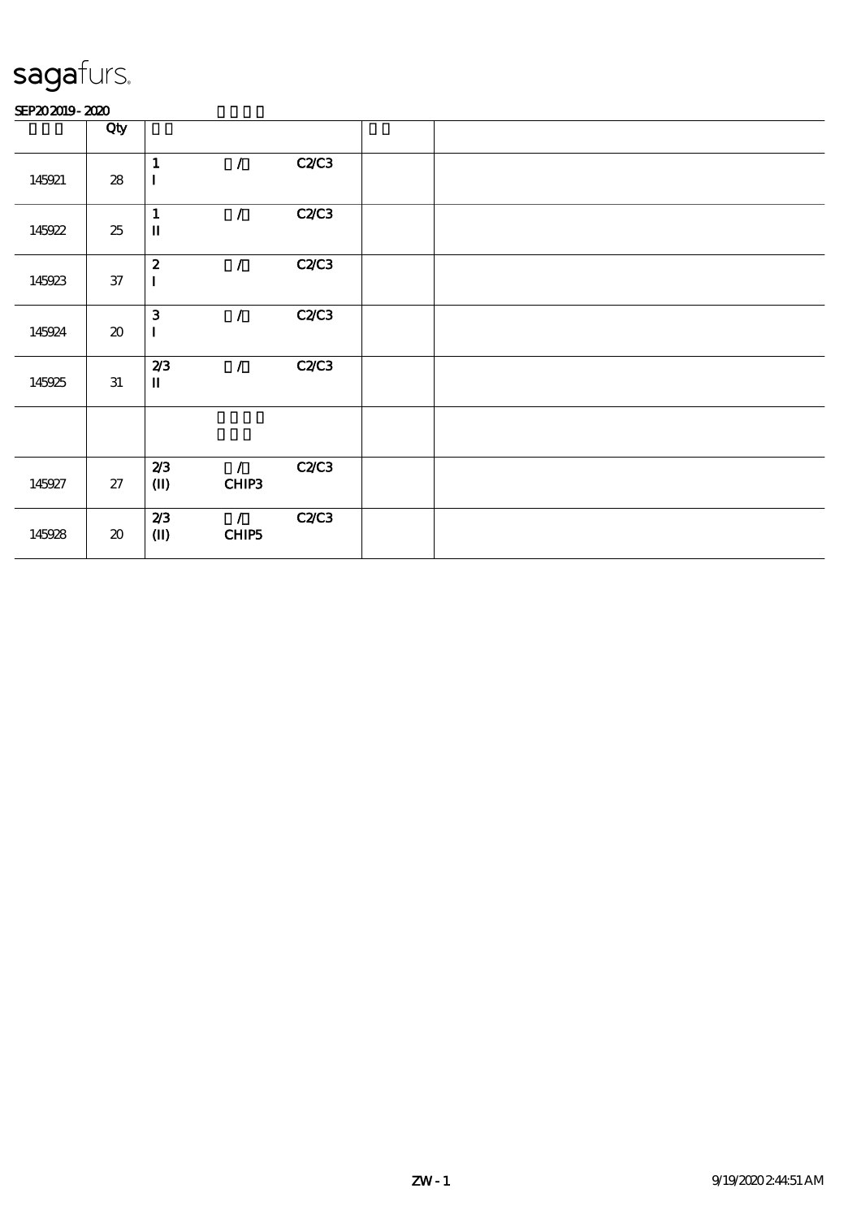sagafurs.

SEP20 2019 - 2020

| | Qty | | | | | |
|---|---|---|---|---|---|---|
| 145921 | 28 | 1<br>I | / | C2/C3 | | |
| 145922 | 25 | 1<br>II | / | C2/C3 | | |
| 145923 | 37 | 2<br>I | / | C2/C3 | | |
| 145924 | 20 | 3<br>I | / | C2/C3 | | |
| 145925 | 31 | 2/3<br>II | / | C2/C3 | | |
| | | | | | | |
| 145927 | 27 | 2/3<br>(II) | /<br>CHIP3 | C2/C3 | | |
| 145928 | 20 | 2/3<br>(II) | /<br>CHIP5 | C2/C3 | | |

ZW - 1 9/19/2020 2:44:51 AM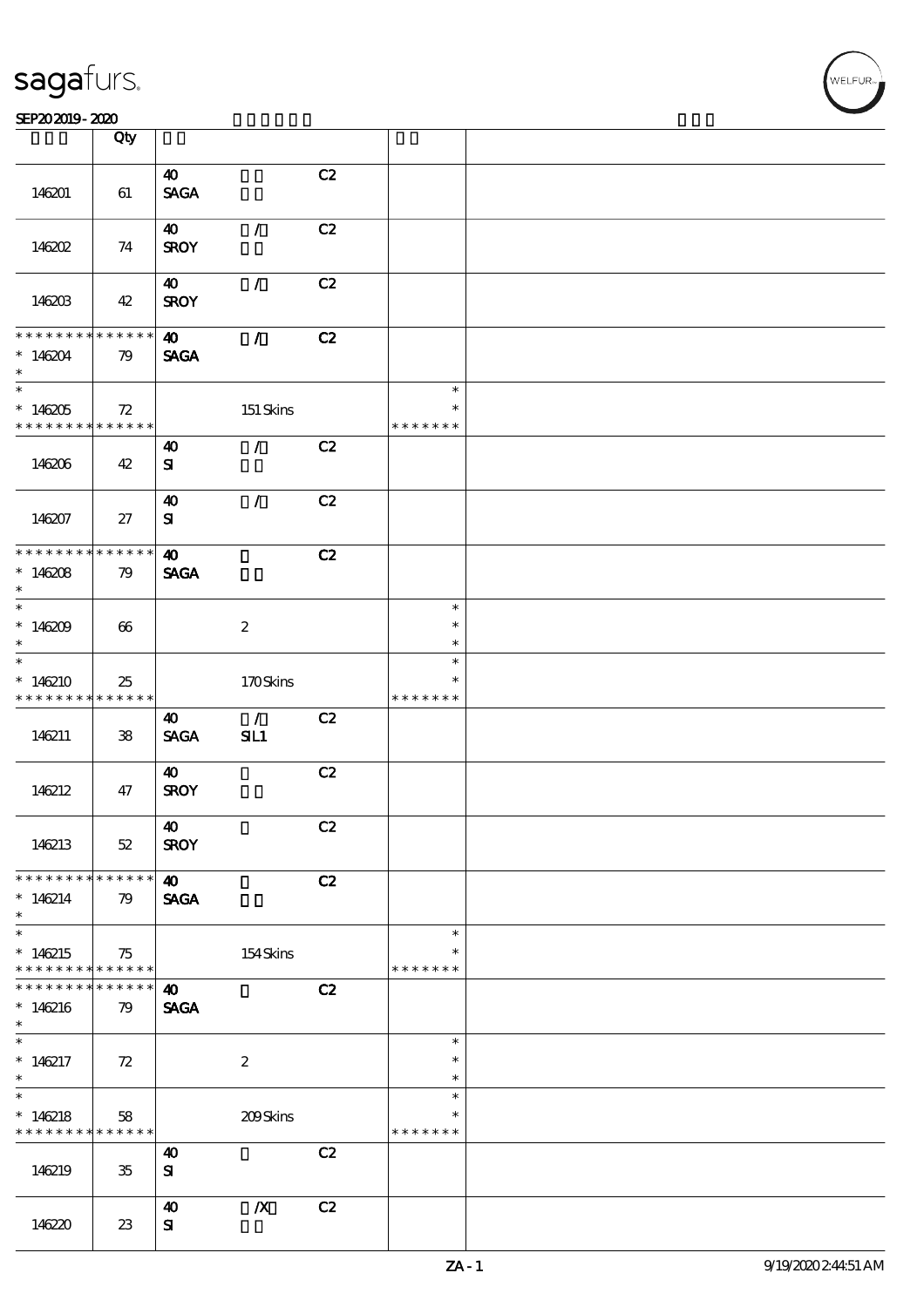sagafurs.

SEP20 2019 - 2020

| | Qty | | | | | |
|---|---|---|---|---|---|---|
| 146201 | 61 | 40 SAGA | | C2 | | |
| 146202 | 74 | 40 SROY | / | C2 | | |
| 146203 | 42 | 40 SROY | / | C2 | | |
| * * * * * * * * * * * * * * 146204 * | 79 | 40 SAGA | / | C2 | | |
| * * 146205 * * * * * * * * * * * * * | 72 | | 151 Skins | | * * * * * * * * * | |
| 146206 | 42 | 40 SI | / | C2 | | |
| 146207 | 27 | 40 SI | / | C2 | | |
| * * * * * * * * * * * * * * 146208 * | 79 | 40 SAGA | | C2 | | |
| * * 146209 * | 66 | | 2 | | * * * | |
| * * 146210 * * * * * * * * * * * * * | 25 | | 170 Skins | | * * * * * * * * * | |
| 146211 | 38 | 40 SAGA | / SIL1 | C2 | | |
| 146212 | 47 | 40 SROY | | C2 | | |
| 146213 | 52 | 40 SROY | | C2 | | |
| * * * * * * * * * * * * * * 146214 * | 79 | 40 SAGA | | C2 | | |
| * * 146215 * * * * * * * * * * * * * | 75 | | 154 Skins | | * * * * * * * * * | |
| * * * * * * * * * * * * * * 146216 * | 79 | 40 SAGA | | C2 | | |
| * * 146217 * | 72 | | 2 | | * * * | |
| * * 146218 * * * * * * * * * * * * * | 58 | | 209 Skins | | * * * * * * * * * | |
| 146219 | 35 | 40 SI | | C2 | | |
| 146220 | 23 | 40 SI | /X | C2 | | |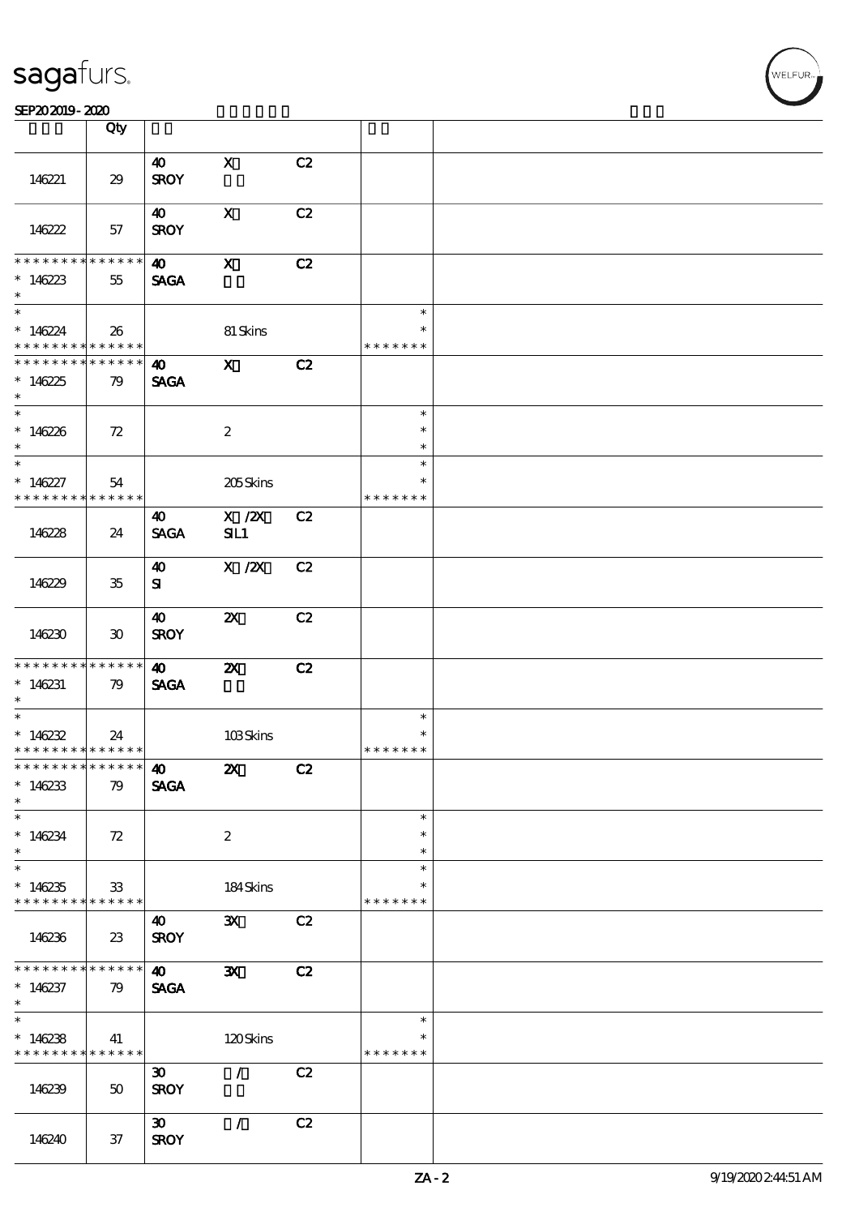sagafurs.

SEP20 2019 - 2020

| | Qty | | | | | |
|---|---|---|---|---|---|---|
| 146221 | 29 | 40 SROY | X | C2 | | |
| 146222 | 57 | 40 SROY | X | C2 | | |
| * * * * * * * * * * * * * * <br>* 146223<br>* | 55 | 40 SAGA | X | C2 | | |
| *<br>* 146224<br>* * * * * * * * * * * * * * | 26 | | 81 Skins | | *<br>*<br>* * * * * * * | |
| * * * * * * * * * * * * * * <br>* 146225<br>* | 79 | 40 SAGA | X | C2 | | |
| *<br>* 146226<br>* | 72 | | 2 | | *<br>*<br>* | |
| *<br>* 146227<br>* * * * * * * * * * * * * * | 54 | | 205 Skins | | *<br>*<br>* * * * * * * | |
| 146228 | 24 | 40 SAGA | X /2X SIL1 | C2 | | |
| 146229 | 35 | 40 SI | X /2X | C2 | | |
| 146230 | 30 | 40 SROY | 2X | C2 | | |
| * * * * * * * * * * * * * * <br>* 146231<br>* | 79 | 40 SAGA | 2X | C2 | | |
| *<br>* 146232<br>* * * * * * * * * * * * * * | 24 | | 103 Skins | | *<br>*<br>* * * * * * * | |
| * * * * * * * * * * * * * * <br>* 146233<br>* | 79 | 40 SAGA | 2X | C2 | | |
| *<br>* 146234<br>* | 72 | | 2 | | *<br>*<br>* | |
| *<br>* 146235<br>* * * * * * * * * * * * * * | 33 | | 184 Skins | | *<br>*<br>* * * * * * * | |
| 146236 | 23 | 40 SROY | 3X | C2 | | |
| * * * * * * * * * * * * * * <br>* 146237<br>* | 79 | 40 SAGA | 3X | C2 | | |
| *<br>* 146238<br>* * * * * * * * * * * * * * | 41 | | 120 Skins | | *<br>*<br>* * * * * * * | |
| 146239 | 50 | 30 SROY | / | C2 | | |
| 146240 | 37 | 30 SROY | / | C2 | | |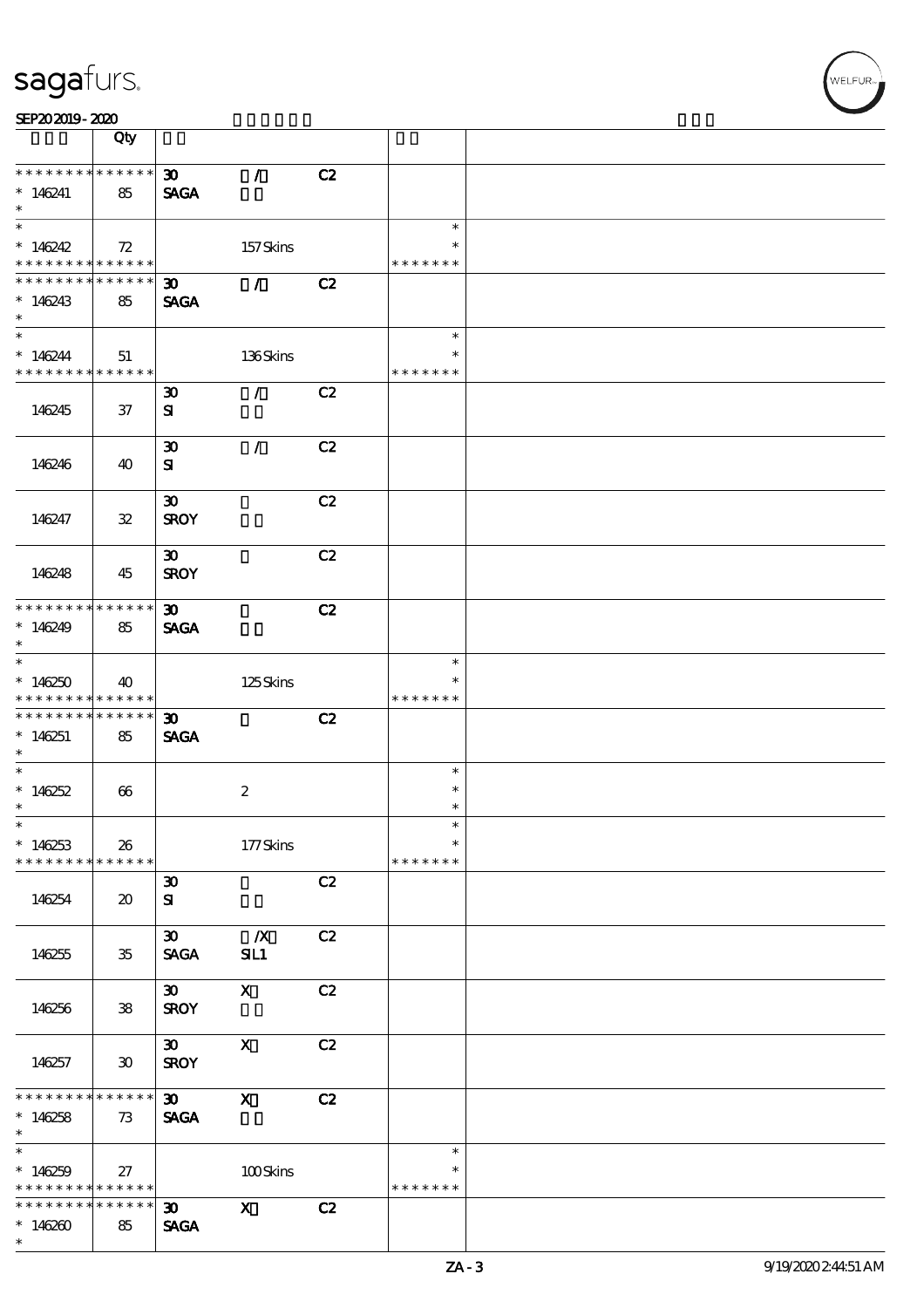sagafurs.

SEP20 2019 - 2020

| | Qty | | | | | |
|---|---|---|---|---|---|---|
| * * * * * * * * * * * * * * | | 30 | / | C2 | | |
| * 146241 | 85 | SAGA | | | | |
| * | | | | | | |
| * | | | | | * | |
| * 146242 | 72 | | 157 Skins | | * | |
| * * * * * * * * * * * * * * | | | | | * * * * * * * | |
| * * * * * * * * * * * * * * | | 30 | / | C2 | | |
| * 146243 | 85 | SAGA | | | | |
| * | | | | | | |
| * | | | | | * | |
| * 146244 | 51 | | 136 Skins | | * | |
| * * * * * * * * * * * * * * | | | | | * * * * * * * | |
| 146245 | 37 | 30 SI | / | C2 | | |
| 146246 | 40 | 30 SI | / | C2 | | |
| 146247 | 32 | 30 SROY | | C2 | | |
| 146248 | 45 | 30 SROY | | C2 | | |
| * * * * * * * * * * * * * * | | 30 | | C2 | | |
| * 146249 | 85 | SAGA | | | | |
| * | | | | | | |
| * | | | | | * | |
| * 146250 | 40 | | 125 Skins | | * | |
| * * * * * * * * * * * * * * | | | | | * * * * * * * | |
| * * * * * * * * * * * * * * | | 30 | | C2 | | |
| * 146251 | 85 | SAGA | | | | |
| * | | | | | | |
| * | | | | | * | |
| * 146252 | 66 | | 2 | | * | |
| * | | | | | * | |
| * | | | | | * | |
| * 146253 | 26 | | 177 Skins | | * | |
| * * * * * * * * * * * * * * | | | | | * * * * * * * | |
| 146254 | 20 | 30 SI | | C2 | | |
| 146255 | 35 | 30 SAGA | /X SIL1 | C2 | | |
| 146256 | 38 | 30 SROY | X | C2 | | |
| 146257 | 30 | 30 SROY | X | C2 | | |
| * * * * * * * * * * * * * * | | 30 | X | C2 | | |
| * 146258 | 73 | SAGA | | | | |
| * | | | | | | |
| * | | | | | * | |
| * 146259 | 27 | | 100 Skins | | * | |
| * * * * * * * * * * * * * * | | | | | * * * * * * * | |
| * * * * * * * * * * * * * * | | 30 | X | C2 | | |
| * 146260 | 85 | SAGA | | | | |
| * | | | | | | |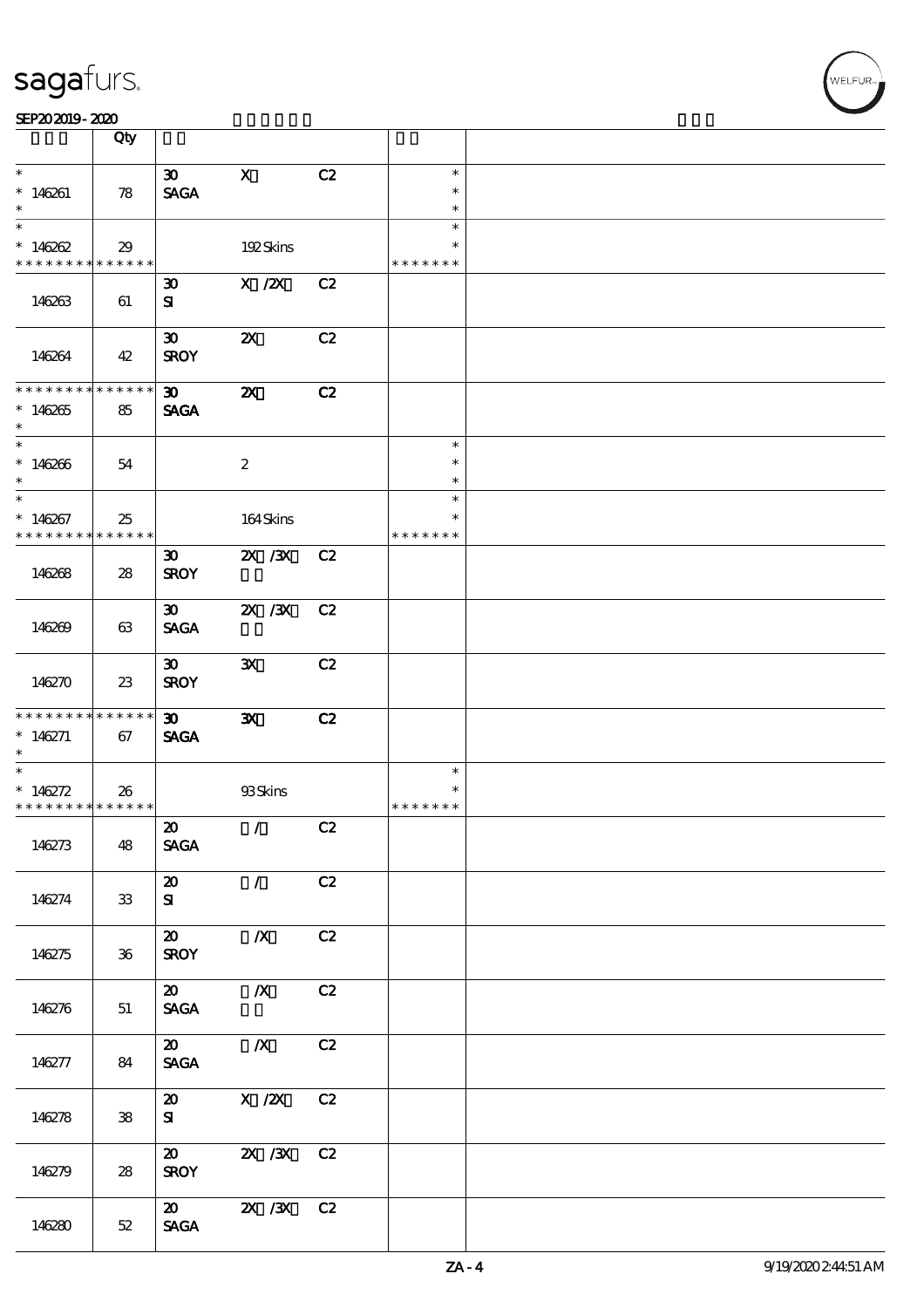| | Qty | | | | | |
|---|---|---|---|---|---|---|
| * <br> * 146261 <br> * | 78 | 30 <br> SAGA | X | C2 | * <br> * <br> * | |
| * <br> * 146262 <br> * * * * * * * * * * * * * * | 29 | | 192 Skins | | * <br> * <br> * * * * * * * | |
| 146263 | 61 | 30 <br> SI | X /2X | C2 | | |
| 146264 | 42 | 30 <br> SROY | 2X | C2 | | |
| * * * * * * * * * * * * * * <br> * 146265 <br> * | 85 | 30 <br> SAGA | 2X | C2 | | |
| * <br> * 146266 <br> * | 54 | | 2 | | * <br> * <br> * | |
| * <br> * 146267 <br> * * * * * * * * * * * * * * | 25 | | 164 Skins | | * <br> * <br> * * * * * * * | |
| 146268 | 28 | 30 <br> SROY | 2X /3X | C2 | | |
| 146269 | 63 | 30 <br> SAGA | 2X /3X | C2 | | |
| 146270 | 23 | 30 <br> SROY | 3X | C2 | | |
| * * * * * * * * * * * * * * <br> * 146271 <br> * | 67 | 30 <br> SAGA | 3X | C2 | | |
| * <br> * 146272 <br> * * * * * * * * * * * * * * | 26 | | 93 Skins | | * <br> * <br> * * * * * * * | |
| 146273 | 48 | 20 <br> SAGA | / | C2 | | |
| 146274 | 33 | 20 <br> SI | / | C2 | | |
| 146275 | 36 | 20 <br> SROY | /X | C2 | | |
| 146276 | 51 | 20 <br> SAGA | /X | C2 | | |
| 146277 | 84 | 20 <br> SAGA | /X | C2 | | |
| 146278 | 38 | 20 <br> SI | X /2X | C2 | | |
| 146279 | 28 | 20 <br> SROY | 2X /3X | C2 | | |
| 146280 | 52 | 20 <br> SAGA | 2X /3X | C2 | | |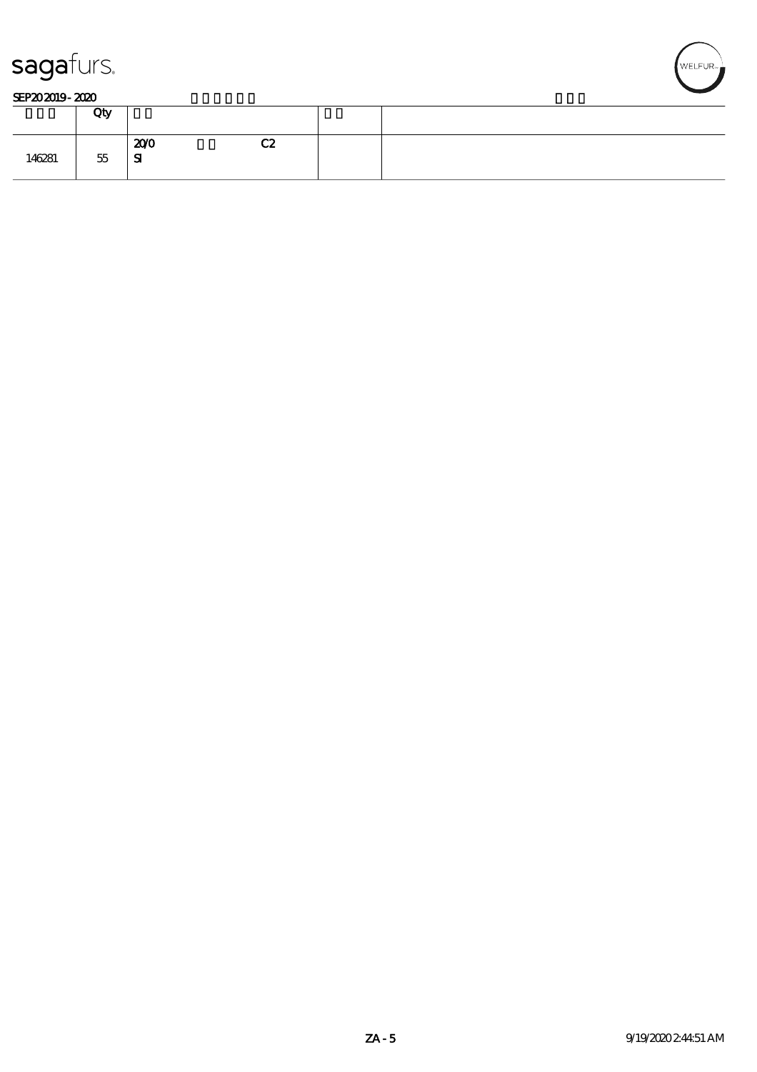sagafurs.

SEP20 2019 - 2020

| Qty | | | |
|---|---|---|---|---|
| 146281 | 55 | 20/0 C2 SI | | |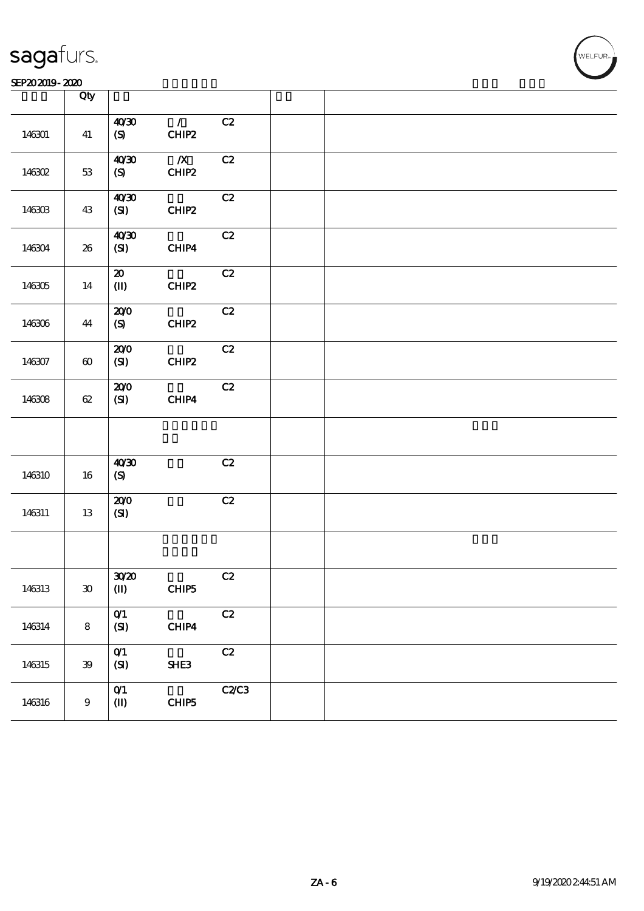| | Qty | | | | | |
|---|---|---|---|---|---|---|
| 146301 | 41 | 40/30 (S) | / CHIP2 | C2 | | |
| 146302 | 53 | 40/30 (S) | /X CHIP2 | C2 | | |
| 146303 | 43 | 40/30 (SI) | CHIP2 | C2 | | |
| 146304 | 26 | 40/30 (SI) | CHIP4 | C2 | | |
| 146305 | 14 | 20 (II) | CHIP2 | C2 | | |
| 146306 | 44 | 20/0 (S) | CHIP2 | C2 | | |
| 146307 | 60 | 20/0 (SI) | CHIP2 | C2 | | |
| 146308 | 62 | 20/0 (SI) | CHIP4 | C2 | | |
| | | | | | | |
| 146310 | 16 | 40/30 (S) | | C2 | | |
| 146311 | 13 | 20/0 (SI) | | C2 | | |
| | | | | | | |
| 146313 | 30 | 30/20 (II) | CHIP5 | C2 | | |
| 146314 | 8 | 0/1 (SI) | CHIP4 | C2 | | |
| 146315 | 39 | 0/1 (SI) | SHE3 | C2 | | |
| 146316 | 9 | 0/1 (II) | CHIP5 | C2/C3 | | |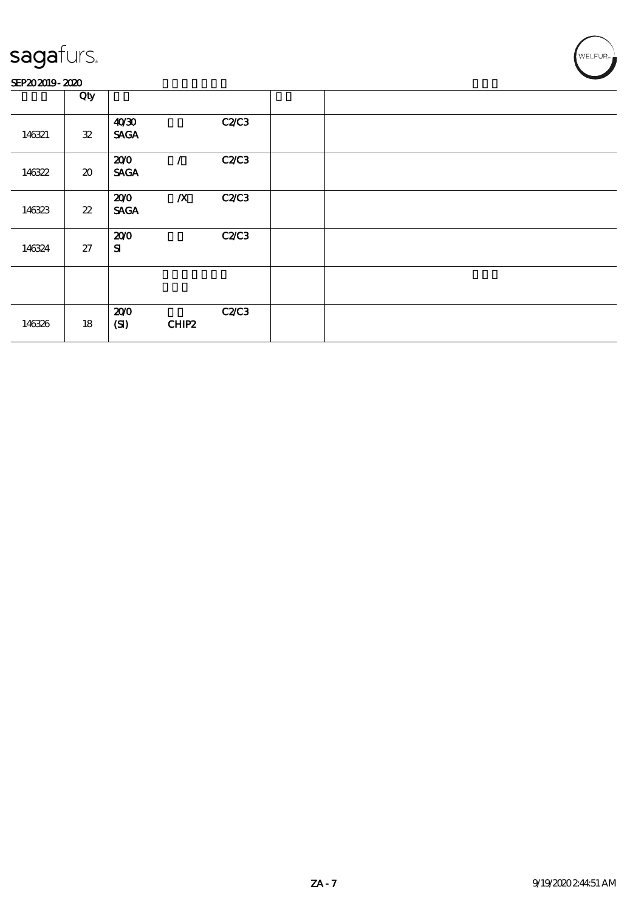| | Qty | | | | | |
|---|---|---|---|---|---|---|
| 146321 | 32 | 40/30 SAGA | | C2/C3 | | |
| 146322 | 20 | 20/0 SAGA | / | C2/C3 | | |
| 146323 | 22 | 20/0 SAGA | /X | C2/C3 | | |
| 146324 | 27 | 20/0 SI | | C2/C3 | | |
| | | | | | | |
| 146326 | 18 | 20/0 (SI) | CHIP2 | C2/C3 | | |